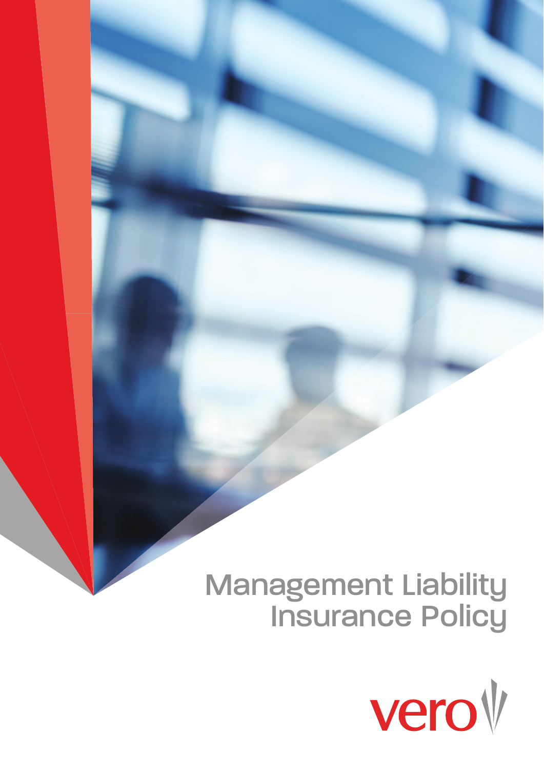# Management Liability Insurance Policy

vero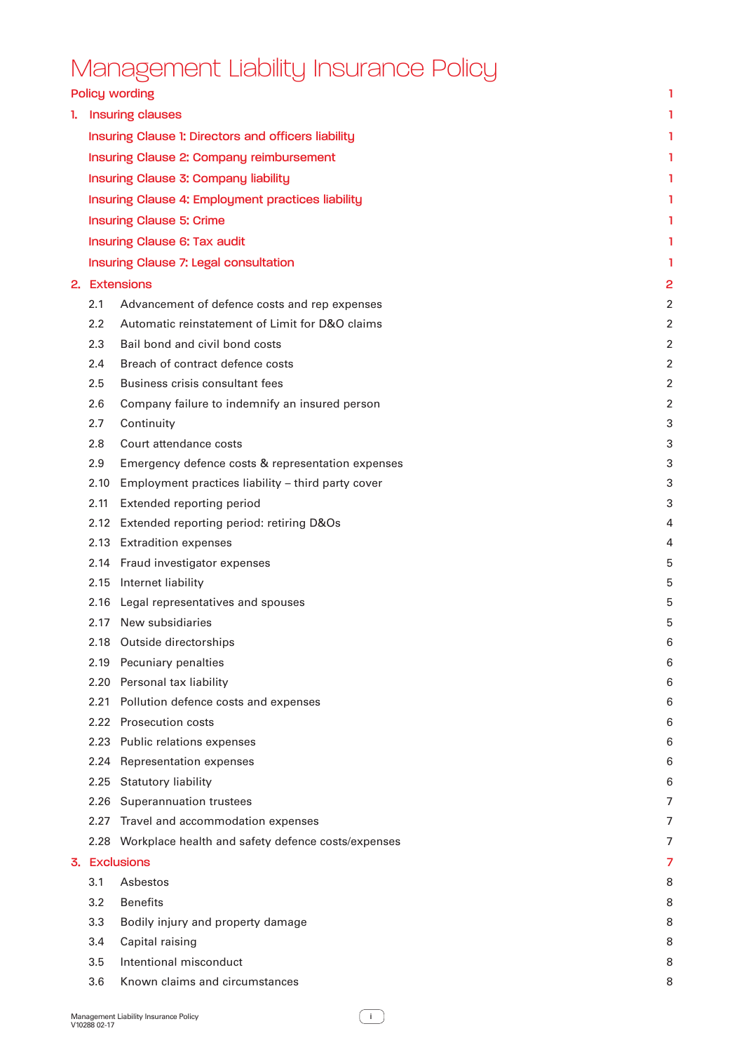# Management Liability Insurance Policy

| | |
|---|---|
| Policy wording | 1 |
| 1. Insuring clauses | 1 |
| Insuring Clause 1: Directors and officers liability | 1 |
| Insuring Clause 2: Company reimbursement | 1 |
| Insuring Clause 3: Company liability | 1 |
| Insuring Clause 4: Employment practices liability | 1 |
| Insuring Clause 5: Crime | 1 |
| Insuring Clause 6: Tax audit | 1 |
| Insuring Clause 7: Legal consultation | 1 |
| 2. Extensions | 2 |
| 2.1 Advancement of defence costs and rep expenses | 2 |
| 2.2 Automatic reinstatement of Limit for D&O claims | 2 |
| 2.3 Bail bond and civil bond costs | 2 |
| 2.4 Breach of contract defence costs | 2 |
| 2.5 Business crisis consultant fees | 2 |
| 2.6 Company failure to indemnify an insured person | 2 |
| 2.7 Continuity | 3 |
| 2.8 Court attendance costs | 3 |
| 2.9 Emergency defence costs & representation expenses | 3 |
| 2.10 Employment practices liability – third party cover | 3 |
| 2.11 Extended reporting period | 3 |
| 2.12 Extended reporting period: retiring D&Os | 4 |
| 2.13 Extradition expenses | 4 |
| 2.14 Fraud investigator expenses | 5 |
| 2.15 Internet liability | 5 |
| 2.16 Legal representatives and spouses | 5 |
| 2.17 New subsidiaries | 5 |
| 2.18 Outside directorships | 6 |
| 2.19 Pecuniary penalties | 6 |
| 2.20 Personal tax liability | 6 |
| 2.21 Pollution defence costs and expenses | 6 |
| 2.22 Prosecution costs | 6 |
| 2.23 Public relations expenses | 6 |
| 2.24 Representation expenses | 6 |
| 2.25 Statutory liability | 6 |
| 2.26 Superannuation trustees | 7 |
| 2.27 Travel and accommodation expenses | 7 |
| 2.28 Workplace health and safety defence costs/expenses | 7 |
| 3. Exclusions | 7 |
| 3.1 Asbestos | 8 |
| 3.2 Benefits | 8 |
| 3.3 Bodily injury and property damage | 8 |
| 3.4 Capital raising | 8 |
| 3.5 Intentional misconduct | 8 |
| 3.6 Known claims and circumstances | 8 |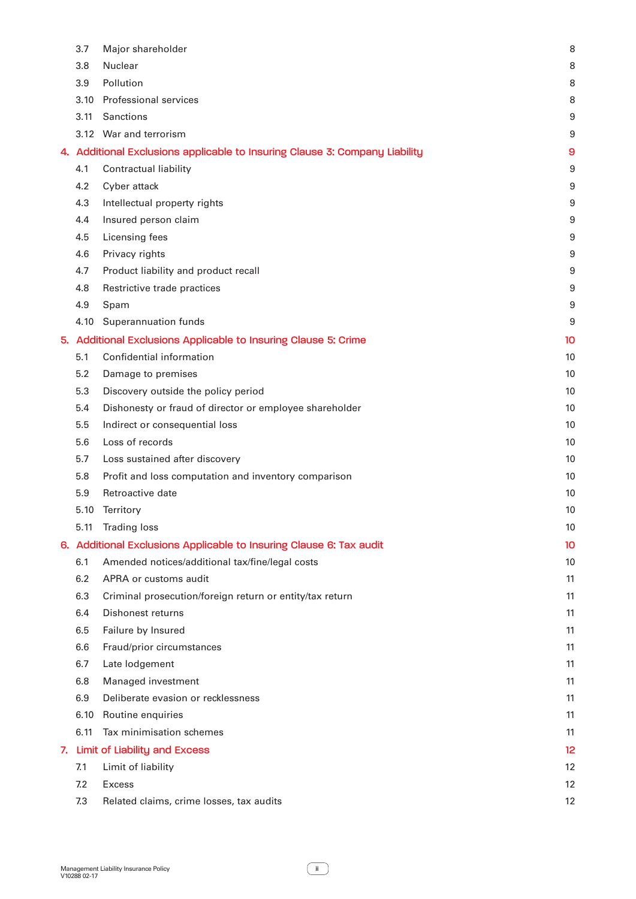| | | |
|---|---|---|
| 3.7 | Major shareholder | 8 |
| 3.8 | Nuclear | 8 |
| 3.9 | Pollution | 8 |
| 3.10 | Professional services | 8 |
| 3.11 | Sanctions | 9 |
| 3.12 | War and terrorism | 9 |
| **4.** | **Additional Exclusions applicable to Insuring Clause 3: Company Liability** | **9** |
| 4.1 | Contractual liability | 9 |
| 4.2 | Cyber attack | 9 |
| 4.3 | Intellectual property rights | 9 |
| 4.4 | Insured person claim | 9 |
| 4.5 | Licensing fees | 9 |
| 4.6 | Privacy rights | 9 |
| 4.7 | Product liability and product recall | 9 |
| 4.8 | Restrictive trade practices | 9 |
| 4.9 | Spam | 9 |
| 4.10 | Superannuation funds | 9 |
| **5.** | **Additional Exclusions Applicable to Insuring Clause 5: Crime** | **10** |
| 5.1 | Confidential information | 10 |
| 5.2 | Damage to premises | 10 |
| 5.3 | Discovery outside the policy period | 10 |
| 5.4 | Dishonesty or fraud of director or employee shareholder | 10 |
| 5.5 | Indirect or consequential loss | 10 |
| 5.6 | Loss of records | 10 |
| 5.7 | Loss sustained after discovery | 10 |
| 5.8 | Profit and loss computation and inventory comparison | 10 |
| 5.9 | Retroactive date | 10 |
| 5.10 | Territory | 10 |
| 5.11 | Trading loss | 10 |
| **6.** | **Additional Exclusions Applicable to Insuring Clause 6: Tax audit** | **10** |
| 6.1 | Amended notices/additional tax/fine/legal costs | 10 |
| 6.2 | APRA or customs audit | 11 |
| 6.3 | Criminal prosecution/foreign return or entity/tax return | 11 |
| 6.4 | Dishonest returns | 11 |
| 6.5 | Failure by Insured | 11 |
| 6.6 | Fraud/prior circumstances | 11 |
| 6.7 | Late lodgement | 11 |
| 6.8 | Managed investment | 11 |
| 6.9 | Deliberate evasion or recklessness | 11 |
| 6.10 | Routine enquiries | 11 |
| 6.11 | Tax minimisation schemes | 11 |
| **7.** | **Limit of Liability and Excess** | **12** |
| 7.1 | Limit of liability | 12 |
| 7.2 | Excess | 12 |
| 7.3 | Related claims, crime losses, tax audits | 12 |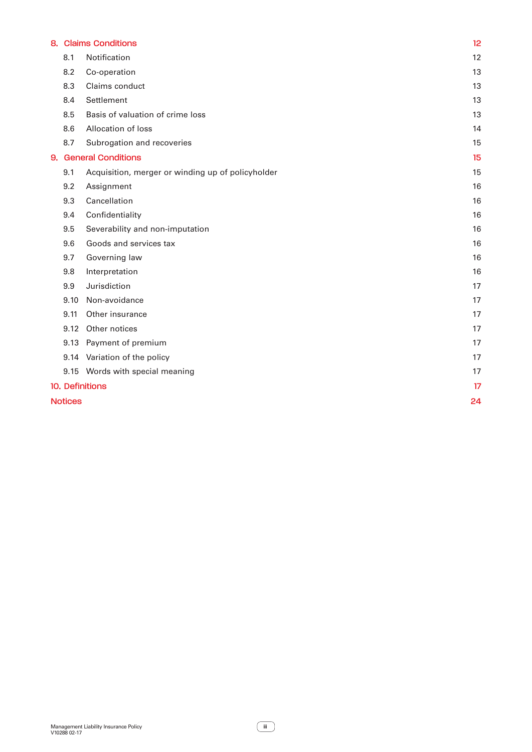| | | |
|---|---|---|
| **8.** | **Claims Conditions** | **12** |
| 8.1 | Notification | 12 |
| 8.2 | Co-operation | 13 |
| 8.3 | Claims conduct | 13 |
| 8.4 | Settlement | 13 |
| 8.5 | Basis of valuation of crime loss | 13 |
| 8.6 | Allocation of loss | 14 |
| 8.7 | Subrogation and recoveries | 15 |
| **9.** | **General Conditions** | **15** |
| 9.1 | Acquisition, merger or winding up of policyholder | 15 |
| 9.2 | Assignment | 16 |
| 9.3 | Cancellation | 16 |
| 9.4 | Confidentiality | 16 |
| 9.5 | Severability and non-imputation | 16 |
| 9.6 | Goods and services tax | 16 |
| 9.7 | Governing law | 16 |
| 9.8 | Interpretation | 16 |
| 9.9 | Jurisdiction | 17 |
| 9.10 | Non-avoidance | 17 |
| 9.11 | Other insurance | 17 |
| 9.12 | Other notices | 17 |
| 9.13 | Payment of premium | 17 |
| 9.14 | Variation of the policy | 17 |
| 9.15 | Words with special meaning | 17 |
| **10.** | **Definitions** | **17** |
| | **Notices** | **24** |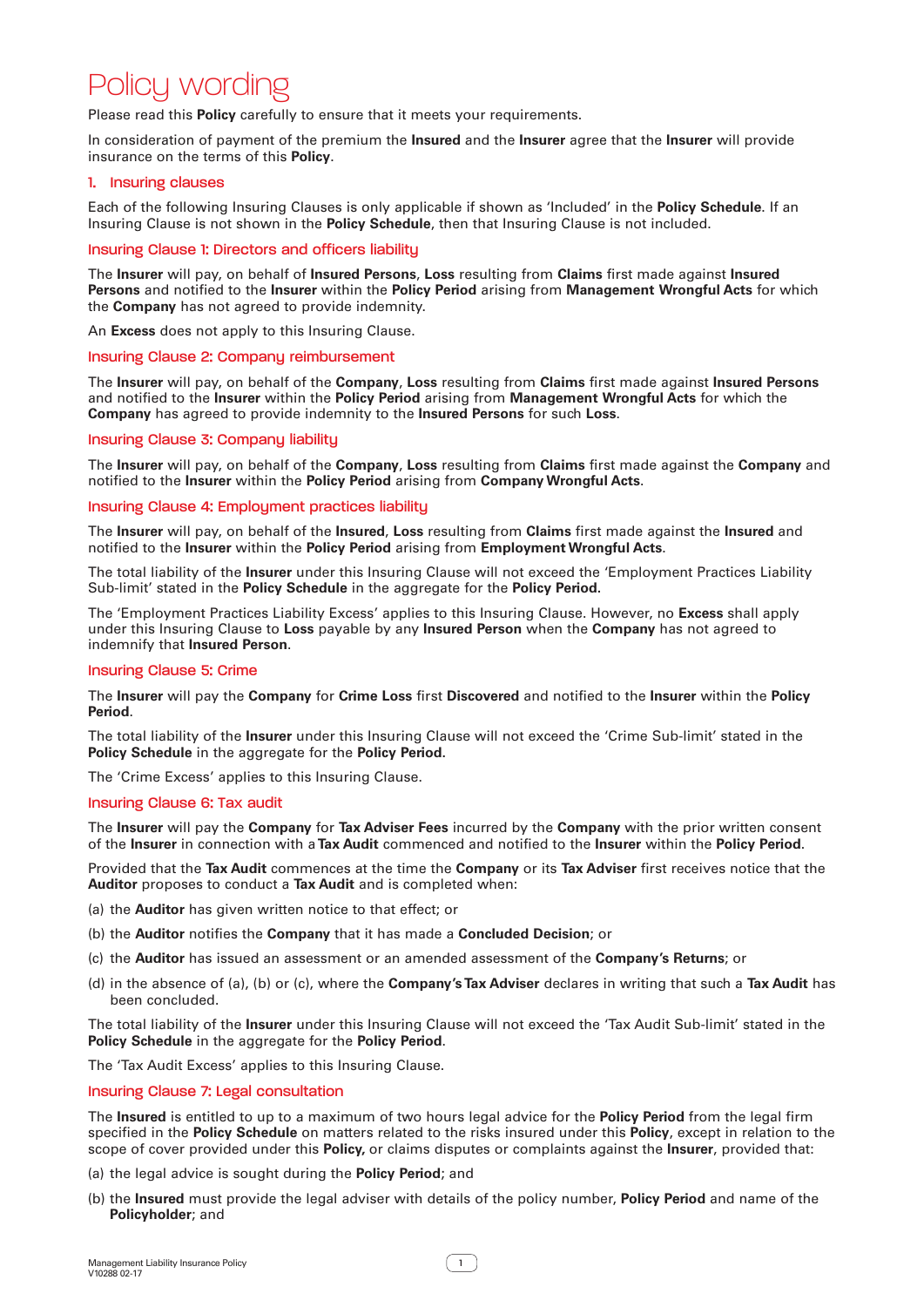# Policy wording

Please read this **Policy** carefully to ensure that it meets your requirements.

In consideration of payment of the premium the **Insured** and the **Insurer** agree that the **Insurer** will provide insurance on the terms of this **Policy**.

## 1. Insuring clauses

Each of the following Insuring Clauses is only applicable if shown as 'Included' in the **Policy Schedule**. If an Insuring Clause is not shown in the **Policy Schedule**, then that Insuring Clause is not included.

### Insuring Clause 1: Directors and officers liability

The **Insurer** will pay, on behalf of **Insured Persons**, **Loss** resulting from **Claims** first made against **Insured Persons** and notified to the **Insurer** within the **Policy Period** arising from **Management Wrongful Acts** for which the **Company** has not agreed to provide indemnity.

An **Excess** does not apply to this Insuring Clause.

### Insuring Clause 2: Company reimbursement

The **Insurer** will pay, on behalf of the **Company**, **Loss** resulting from **Claims** first made against **Insured Persons** and notified to the **Insurer** within the **Policy Period** arising from **Management Wrongful Acts** for which the **Company** has agreed to provide indemnity to the **Insured Persons** for such **Loss**.

### Insuring Clause 3: Company liability

The **Insurer** will pay, on behalf of the **Company**, **Loss** resulting from **Claims** first made against the **Company** and notified to the **Insurer** within the **Policy Period** arising from **Company Wrongful Acts**.

### Insuring Clause 4: Employment practices liability

The **Insurer** will pay, on behalf of the **Insured**, **Loss** resulting from **Claims** first made against the **Insured** and notified to the **Insurer** within the **Policy Period** arising from **Employment Wrongful Acts**.

The total liability of the **Insurer** under this Insuring Clause will not exceed the 'Employment Practices Liability Sub-limit' stated in the **Policy Schedule** in the aggregate for the **Policy Period.**

The 'Employment Practices Liability Excess' applies to this Insuring Clause. However, no **Excess** shall apply under this Insuring Clause to **Loss** payable by any **Insured Person** when the **Company** has not agreed to indemnify that **Insured Person**.

### Insuring Clause 5: Crime

The **Insurer** will pay the **Company** for **Crime Loss** first **Discovered** and notified to the **Insurer** within the **Policy Period**.

The total liability of the **Insurer** under this Insuring Clause will not exceed the 'Crime Sub-limit' stated in the **Policy Schedule** in the aggregate for the **Policy Period.**

The 'Crime Excess' applies to this Insuring Clause.

### Insuring Clause 6: Tax audit

The **Insurer** will pay the **Company** for **Tax Adviser Fees** incurred by the **Company** with the prior written consent of the **Insurer** in connection with a **Tax Audit** commenced and notified to the **Insurer** within the **Policy Period**.

Provided that the **Tax Audit** commences at the time the **Company** or its **Tax Adviser** first receives notice that the **Auditor** proposes to conduct a **Tax Audit** and is completed when:

(a) the **Auditor** has given written notice to that effect; or

(b) the **Auditor** notifies the **Company** that it has made a **Concluded Decision**; or

(c) the **Auditor** has issued an assessment or an amended assessment of the **Company's Returns**; or

(d) in the absence of (a), (b) or (c), where the **Company's Tax Adviser** declares in writing that such a **Tax Audit** has been concluded.

The total liability of the **Insurer** under this Insuring Clause will not exceed the 'Tax Audit Sub-limit' stated in the **Policy Schedule** in the aggregate for the **Policy Period**.

The 'Tax Audit Excess' applies to this Insuring Clause.

### Insuring Clause 7: Legal consultation

The **Insured** is entitled to up to a maximum of two hours legal advice for the **Policy Period** from the legal firm specified in the **Policy Schedule** on matters related to the risks insured under this **Policy**, except in relation to the scope of cover provided under this **Policy,** or claims disputes or complaints against the **Insurer**, provided that:

(a) the legal advice is sought during the **Policy Period**; and

(b) the **Insured** must provide the legal adviser with details of the policy number, **Policy Period** and name of the **Policyholder**; and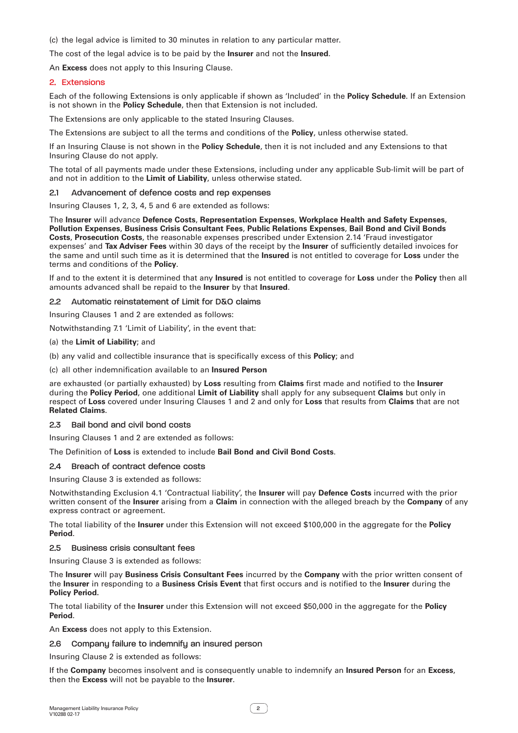(c) the legal advice is limited to 30 minutes in relation to any particular matter.

The cost of the legal advice is to be paid by the **Insurer** and not the **Insured**.

An **Excess** does not apply to this Insuring Clause.

## 2. Extensions

Each of the following Extensions is only applicable if shown as 'Included' in the **Policy Schedule**. If an Extension is not shown in the **Policy Schedule**, then that Extension is not included.

The Extensions are only applicable to the stated Insuring Clauses.

The Extensions are subject to all the terms and conditions of the **Policy**, unless otherwise stated.

If an Insuring Clause is not shown in the **Policy Schedule**, then it is not included and any Extensions to that Insuring Clause do not apply.

The total of all payments made under these Extensions, including under any applicable Sub-limit will be part of and not in addition to the **Limit of Liability**, unless otherwise stated.

### 2.1 Advancement of defence costs and rep expenses

Insuring Clauses 1, 2, 3, 4, 5 and 6 are extended as follows:

The **Insurer** will advance **Defence Costs**, **Representation Expenses**, **Workplace Health and Safety Expenses**, **Pollution Expenses**, **Business Crisis Consultant Fees**, **Public Relations Expenses**, **Bail Bond and Civil Bonds Costs**, **Prosecution Costs**, the reasonable expenses prescribed under Extension 2.14 'Fraud investigator expenses' and **Tax Adviser Fees** within 30 days of the receipt by the **Insurer** of sufficiently detailed invoices for the same and until such time as it is determined that the **Insured** is not entitled to coverage for **Loss** under the terms and conditions of the **Policy**.

If and to the extent it is determined that any **Insured** is not entitled to coverage for **Loss** under the **Policy** then all amounts advanced shall be repaid to the **Insurer** by that **Insured**.

### 2.2 Automatic reinstatement of Limit for D&O claims

Insuring Clauses 1 and 2 are extended as follows:

Notwithstanding 7.1 'Limit of Liability', in the event that:

(a) the **Limit of Liability**; and

(b) any valid and collectible insurance that is specifically excess of this **Policy**; and

(c) all other indemnification available to an **Insured Person**

are exhausted (or partially exhausted) by **Loss** resulting from **Claims** first made and notified to the **Insurer** during the **Policy Period**, one additional **Limit of Liability** shall apply for any subsequent **Claims** but only in respect of **Loss** covered under Insuring Clauses 1 and 2 and only for **Loss** that results from **Claims** that are not **Related Claims**.

### 2.3 Bail bond and civil bond costs

Insuring Clauses 1 and 2 are extended as follows:

The Definition of **Loss** is extended to include **Bail Bond and Civil Bond Costs**.

### 2.4 Breach of contract defence costs

Insuring Clause 3 is extended as follows:

Notwithstanding Exclusion 4.1 'Contractual liability', the **Insurer** will pay **Defence Costs** incurred with the prior written consent of the **Insurer** arising from a **Claim** in connection with the alleged breach by the **Company** of any express contract or agreement.

The total liability of the **Insurer** under this Extension will not exceed $100,000 in the aggregate for the **Policy Period**.

### 2.5 Business crisis consultant fees

Insuring Clause 3 is extended as follows:

The **Insurer** will pay **Business Crisis Consultant Fees** incurred by the **Company** with the prior written consent of the **Insurer** in responding to a **Business Crisis Event** that first occurs and is notified to the **Insurer** during the **Policy Period.**

The total liability of the **Insurer** under this Extension will not exceed $50,000 in the aggregate for the **Policy Period**.

An **Excess** does not apply to this Extension.

### 2.6 Company failure to indemnify an insured person

Insuring Clause 2 is extended as follows:

If the **Company** becomes insolvent and is consequently unable to indemnify an **Insured Person** for an **Excess**, then the **Excess** will not be payable to the **Insurer**.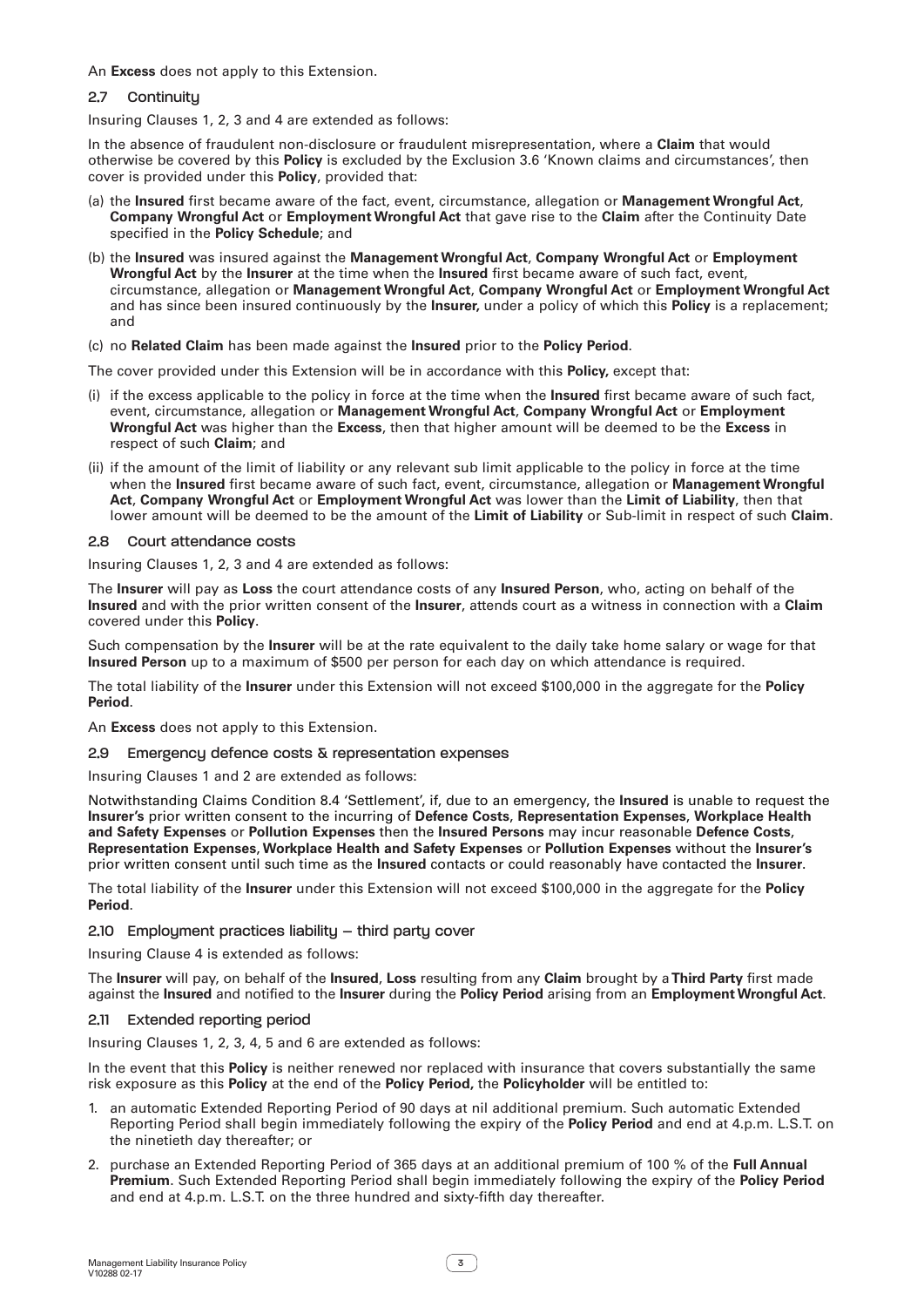An **Excess** does not apply to this Extension.

### 2.7 Continuity

Insuring Clauses 1, 2, 3 and 4 are extended as follows:

In the absence of fraudulent non-disclosure or fraudulent misrepresentation, where a **Claim** that would otherwise be covered by this **Policy** is excluded by the Exclusion 3.6 'Known claims and circumstances', then cover is provided under this **Policy**, provided that:

(a) the **Insured** first became aware of the fact, event, circumstance, allegation or **Management Wrongful Act**, **Company Wrongful Act** or **Employment Wrongful Act** that gave rise to the **Claim** after the Continuity Date specified in the **Policy Schedule**; and

(b) the **Insured** was insured against the **Management Wrongful Act**, **Company Wrongful Act** or **Employment Wrongful Act** by the **Insurer** at the time when the **Insured** first became aware of such fact, event, circumstance, allegation or **Management Wrongful Act**, **Company Wrongful Act** or **Employment Wrongful Act** and has since been insured continuously by the **Insurer,** under a policy of which this **Policy** is a replacement; and

(c) no **Related Claim** has been made against the **Insured** prior to the **Policy Period**.

The cover provided under this Extension will be in accordance with this **Policy,** except that:

(i) if the excess applicable to the policy in force at the time when the **Insured** first became aware of such fact, event, circumstance, allegation or **Management Wrongful Act**, **Company Wrongful Act** or **Employment Wrongful Act** was higher than the **Excess**, then that higher amount will be deemed to be the **Excess** in respect of such **Claim**; and

(ii) if the amount of the limit of liability or any relevant sub limit applicable to the policy in force at the time when the **Insured** first became aware of such fact, event, circumstance, allegation or **Management Wrongful Act**, **Company Wrongful Act** or **Employment Wrongful Act** was lower than the **Limit of Liability**, then that lower amount will be deemed to be the amount of the **Limit of Liability** or Sub-limit in respect of such **Claim**.

### 2.8 Court attendance costs

Insuring Clauses 1, 2, 3 and 4 are extended as follows:

The **Insurer** will pay as **Loss** the court attendance costs of any **Insured Person**, who, acting on behalf of the **Insured** and with the prior written consent of the **Insurer**, attends court as a witness in connection with a **Claim** covered under this **Policy**.

Such compensation by the **Insurer** will be at the rate equivalent to the daily take home salary or wage for that **Insured Person** up to a maximum of $500 per person for each day on which attendance is required.

The total liability of the **Insurer** under this Extension will not exceed $100,000 in the aggregate for the **Policy Period**.

An **Excess** does not apply to this Extension.

### 2.9 Emergency defence costs & representation expenses

Insuring Clauses 1 and 2 are extended as follows:

Notwithstanding Claims Condition 8.4 'Settlement', if, due to an emergency, the **Insured** is unable to request the **Insurer's** prior written consent to the incurring of **Defence Costs**, **Representation Expenses**, **Workplace Health and Safety Expenses** or **Pollution Expenses** then the **Insured Persons** may incur reasonable **Defence Costs**, **Representation Expenses, Workplace Health and Safety Expenses** or **Pollution Expenses** without the **Insurer's** prior written consent until such time as the **Insured** contacts or could reasonably have contacted the **Insurer**.

The total liability of the **Insurer** under this Extension will not exceed $100,000 in the aggregate for the **Policy Period**.

### 2.10 Employment practices liability – third party cover

Insuring Clause 4 is extended as follows:

The **Insurer** will pay, on behalf of the **Insured**, **Loss** resulting from any **Claim** brought by a **Third Party** first made against the **Insured** and notified to the **Insurer** during the **Policy Period** arising from an **Employment Wrongful Act**.

### 2.11 Extended reporting period

Insuring Clauses 1, 2, 3, 4, 5 and 6 are extended as follows:

In the event that this **Policy** is neither renewed nor replaced with insurance that covers substantially the same risk exposure as this **Policy** at the end of the **Policy Period,** the **Policyholder** will be entitled to:

1. an automatic Extended Reporting Period of 90 days at nil additional premium. Such automatic Extended Reporting Period shall begin immediately following the expiry of the **Policy Period** and end at 4.p.m. L.S.T. on the ninetieth day thereafter; or
2. purchase an Extended Reporting Period of 365 days at an additional premium of 100 % of the **Full Annual Premium**. Such Extended Reporting Period shall begin immediately following the expiry of the **Policy Period** and end at 4.p.m. L.S.T. on the three hundred and sixty-fifth day thereafter.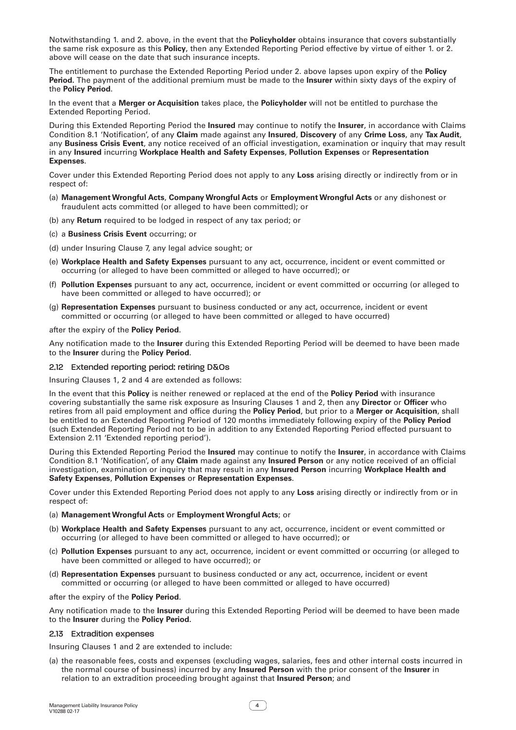Notwithstanding 1. and 2. above, in the event that the **Policyholder** obtains insurance that covers substantially the same risk exposure as this **Policy**, then any Extended Reporting Period effective by virtue of either 1. or 2. above will cease on the date that such insurance incepts.

The entitlement to purchase the Extended Reporting Period under 2. above lapses upon expiry of the **Policy Period**. The payment of the additional premium must be made to the **Insurer** within sixty days of the expiry of the **Policy Period**.

In the event that a **Merger or Acquisition** takes place, the **Policyholder** will not be entitled to purchase the Extended Reporting Period.

During this Extended Reporting Period the **Insured** may continue to notify the **Insurer**, in accordance with Claims Condition 8.1 'Notification', of any **Claim** made against any **Insured**, **Discovery** of any **Crime Loss**, any **Tax Audit**, any **Business Crisis Event**, any notice received of an official investigation, examination or inquiry that may result in any **Insured** incurring **Workplace Health and Safety Expenses**, **Pollution Expenses** or **Representation Expenses**.

Cover under this Extended Reporting Period does not apply to any **Loss** arising directly or indirectly from or in respect of:

(a) **Management Wrongful Acts**, **Company Wrongful Acts** or **Employment Wrongful Acts** or any dishonest or fraudulent acts committed (or alleged to have been committed); or

(b) any **Return** required to be lodged in respect of any tax period; or

(c) a **Business Crisis Event** occurring; or

(d) under Insuring Clause 7, any legal advice sought; or

(e) **Workplace Health and Safety Expenses** pursuant to any act, occurrence, incident or event committed or occurring (or alleged to have been committed or alleged to have occurred); or

(f) **Pollution Expenses** pursuant to any act, occurrence, incident or event committed or occurring (or alleged to have been committed or alleged to have occurred); or

(g) **Representation Expenses** pursuant to business conducted or any act, occurrence, incident or event committed or occurring (or alleged to have been committed or alleged to have occurred)

after the expiry of the **Policy Period**.

Any notification made to the **Insurer** during this Extended Reporting Period will be deemed to have been made to the **Insurer** during the **Policy Period**.

### 2.12 Extended reporting period: retiring D&Os

Insuring Clauses 1, 2 and 4 are extended as follows:

In the event that this **Policy** is neither renewed or replaced at the end of the **Policy Period** with insurance covering substantially the same risk exposure as Insuring Clauses 1 and 2, then any **Director** or **Officer** who retires from all paid employment and office during the **Policy Period**, but prior to a **Merger or Acquisition**, shall be entitled to an Extended Reporting Period of 120 months immediately following expiry of the **Policy Period** (such Extended Reporting Period not to be in addition to any Extended Reporting Period effected pursuant to Extension 2.11 'Extended reporting period').

During this Extended Reporting Period the **Insured** may continue to notify the **Insurer**, in accordance with Claims Condition 8.1 'Notification', of any **Claim** made against any **Insured Person** or any notice received of an official investigation, examination or inquiry that may result in any **Insured Person** incurring **Workplace Health and Safety Expenses**, **Pollution Expenses** or **Representation Expenses**.

Cover under this Extended Reporting Period does not apply to any **Loss** arising directly or indirectly from or in respect of:

(a) **Management Wrongful Acts** or **Employment Wrongful Acts**; or

(b) **Workplace Health and Safety Expenses** pursuant to any act, occurrence, incident or event committed or occurring (or alleged to have been committed or alleged to have occurred); or

(c) **Pollution Expenses** pursuant to any act, occurrence, incident or event committed or occurring (or alleged to have been committed or alleged to have occurred); or

(d) **Representation Expenses** pursuant to business conducted or any act, occurrence, incident or event committed or occurring (or alleged to have been committed or alleged to have occurred)

after the expiry of the **Policy Period**.

Any notification made to the **Insurer** during this Extended Reporting Period will be deemed to have been made to the **Insurer** during the **Policy Period**.

### 2.13 Extradition expenses

Insuring Clauses 1 and 2 are extended to include:

(a) the reasonable fees, costs and expenses (excluding wages, salaries, fees and other internal costs incurred in the normal course of business) incurred by any **Insured Person** with the prior consent of the **Insurer** in relation to an extradition proceeding brought against that **Insured Person**; and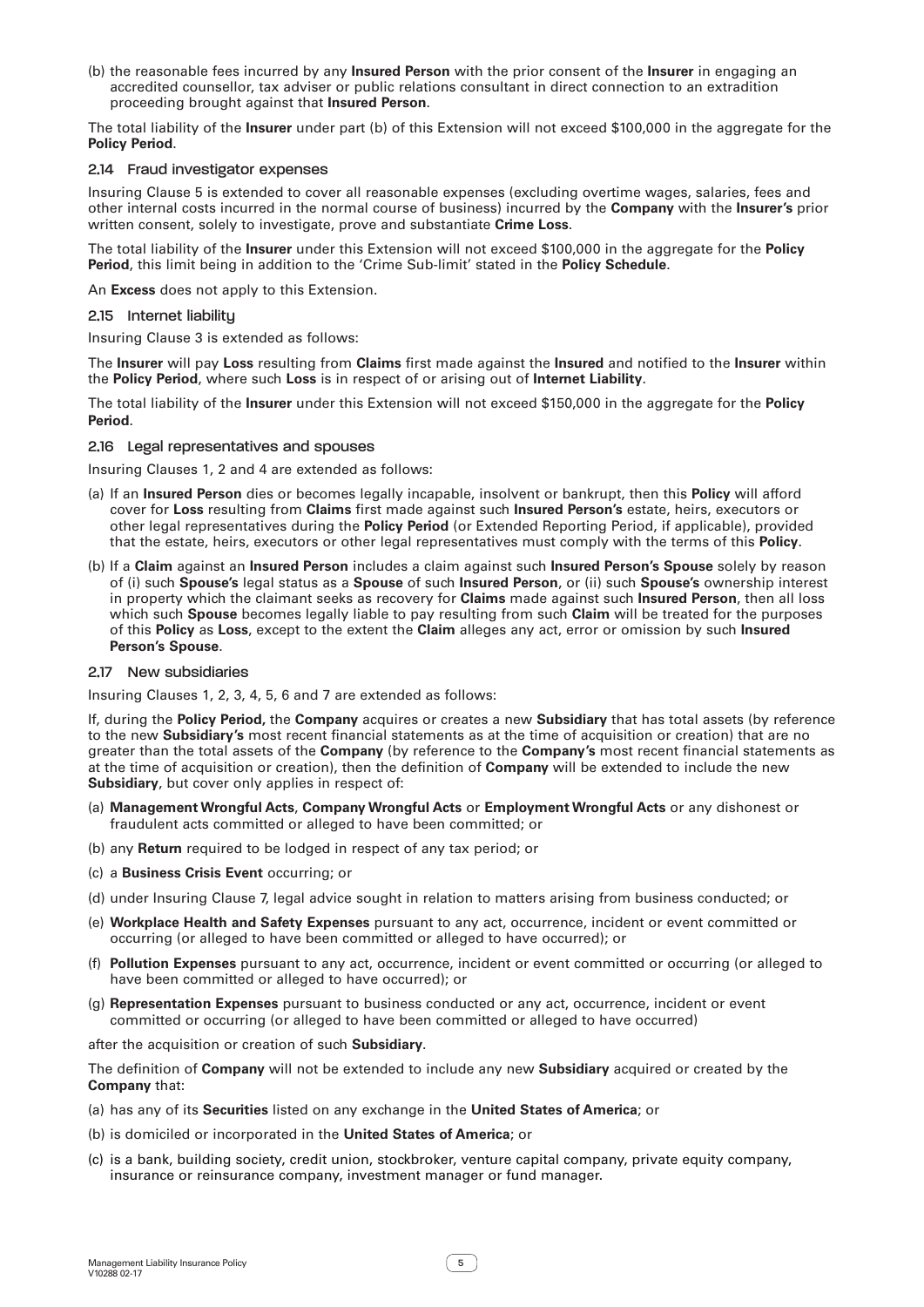(b) the reasonable fees incurred by any **Insured Person** with the prior consent of the **Insurer** in engaging an accredited counsellor, tax adviser or public relations consultant in direct connection to an extradition proceeding brought against that **Insured Person**.

The total liability of the **Insurer** under part (b) of this Extension will not exceed $100,000 in the aggregate for the **Policy Period**.

### 2.14 Fraud investigator expenses

Insuring Clause 5 is extended to cover all reasonable expenses (excluding overtime wages, salaries, fees and other internal costs incurred in the normal course of business) incurred by the **Company** with the **Insurer's** prior written consent, solely to investigate, prove and substantiate **Crime Loss**.

The total liability of the **Insurer** under this Extension will not exceed $100,000 in the aggregate for the **Policy Period**, this limit being in addition to the 'Crime Sub-limit' stated in the **Policy Schedule**.

An **Excess** does not apply to this Extension.

### 2.15 Internet liability

Insuring Clause 3 is extended as follows:

The **Insurer** will pay **Loss** resulting from **Claims** first made against the **Insured** and notified to the **Insurer** within the **Policy Period**, where such **Loss** is in respect of or arising out of **Internet Liability**.

The total liability of the **Insurer** under this Extension will not exceed $150,000 in the aggregate for the **Policy Period**.

### 2.16 Legal representatives and spouses

Insuring Clauses 1, 2 and 4 are extended as follows:

(a) If an **Insured Person** dies or becomes legally incapable, insolvent or bankrupt, then this **Policy** will afford cover for **Loss** resulting from **Claims** first made against such **Insured Person's** estate, heirs, executors or other legal representatives during the **Policy Period** (or Extended Reporting Period, if applicable), provided that the estate, heirs, executors or other legal representatives must comply with the terms of this **Policy**.

(b) If a **Claim** against an **Insured Person** includes a claim against such **Insured Person's Spouse** solely by reason of (i) such **Spouse's** legal status as a **Spouse** of such **Insured Person**, or (ii) such **Spouse's** ownership interest in property which the claimant seeks as recovery for **Claims** made against such **Insured Person**, then all loss which such **Spouse** becomes legally liable to pay resulting from such **Claim** will be treated for the purposes of this **Policy** as **Loss**, except to the extent the **Claim** alleges any act, error or omission by such **Insured Person's Spouse**.

### 2.17 New subsidiaries

Insuring Clauses 1, 2, 3, 4, 5, 6 and 7 are extended as follows:

If, during the **Policy Period,** the **Company** acquires or creates a new **Subsidiary** that has total assets (by reference to the new **Subsidiary's** most recent financial statements as at the time of acquisition or creation) that are no greater than the total assets of the **Company** (by reference to the **Company's** most recent financial statements as at the time of acquisition or creation), then the definition of **Company** will be extended to include the new **Subsidiary**, but cover only applies in respect of:

(a) **Management Wrongful Acts**, **Company Wrongful Acts** or **Employment Wrongful Acts** or any dishonest or fraudulent acts committed or alleged to have been committed; or

(b) any **Return** required to be lodged in respect of any tax period; or

(c) a **Business Crisis Event** occurring; or

(d) under Insuring Clause 7, legal advice sought in relation to matters arising from business conducted; or

(e) **Workplace Health and Safety Expenses** pursuant to any act, occurrence, incident or event committed or occurring (or alleged to have been committed or alleged to have occurred); or

(f) **Pollution Expenses** pursuant to any act, occurrence, incident or event committed or occurring (or alleged to have been committed or alleged to have occurred); or

(g) **Representation Expenses** pursuant to business conducted or any act, occurrence, incident or event committed or occurring (or alleged to have been committed or alleged to have occurred)

after the acquisition or creation of such **Subsidiary**.

The definition of **Company** will not be extended to include any new **Subsidiary** acquired or created by the **Company** that:

(a) has any of its **Securities** listed on any exchange in the **United States of America**; or

(b) is domiciled or incorporated in the **United States of America**; or

(c) is a bank, building society, credit union, stockbroker, venture capital company, private equity company, insurance or reinsurance company, investment manager or fund manager.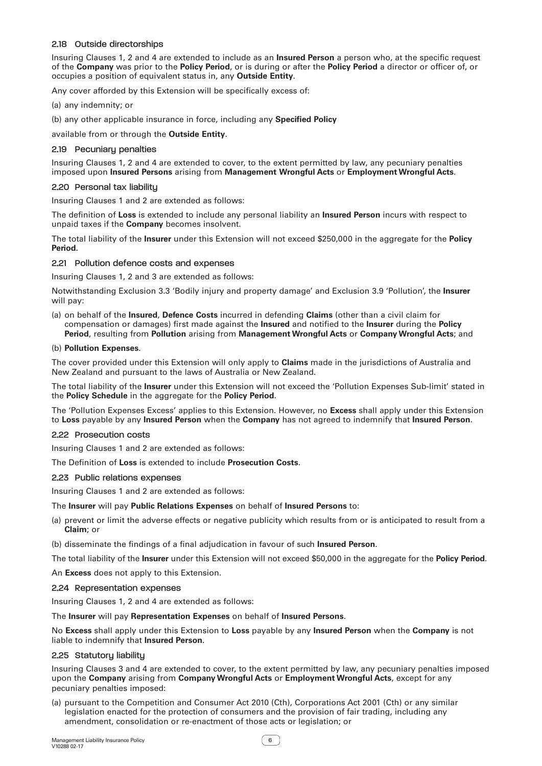### 2.18 Outside directorships

Insuring Clauses 1, 2 and 4 are extended to include as an **Insured Person** a person who, at the specific request of the **Company** was prior to the **Policy Period**, or is during or after the **Policy Period** a director or officer of, or occupies a position of equivalent status in, any **Outside Entity**.

Any cover afforded by this Extension will be specifically excess of:

(a) any indemnity; or

(b) any other applicable insurance in force, including any **Specified Policy**

available from or through the **Outside Entity**.

### 2.19 Pecuniary penalties

Insuring Clauses 1, 2 and 4 are extended to cover, to the extent permitted by law, any pecuniary penalties imposed upon **Insured Persons** arising from **Management Wrongful Acts** or **Employment Wrongful Acts**.

### 2.20 Personal tax liability

Insuring Clauses 1 and 2 are extended as follows:

The definition of **Loss** is extended to include any personal liability an **Insured Person** incurs with respect to unpaid taxes if the **Company** becomes insolvent.

The total liability of the **Insurer** under this Extension will not exceed $250,000 in the aggregate for the **Policy Period**.

### 2.21 Pollution defence costs and expenses

Insuring Clauses 1, 2 and 3 are extended as follows:

Notwithstanding Exclusion 3.3 'Bodily injury and property damage' and Exclusion 3.9 'Pollution', the **Insurer** will pay:

(a) on behalf of the **Insured**, **Defence Costs** incurred in defending **Claims** (other than a civil claim for compensation or damages) first made against the **Insured** and notified to the **Insurer** during the **Policy Period**, resulting from **Pollution** arising from **Management Wrongful Acts** or **Company Wrongful Acts**; and

(b) **Pollution Expenses**.

The cover provided under this Extension will only apply to **Claims** made in the jurisdictions of Australia and New Zealand and pursuant to the laws of Australia or New Zealand.

The total liability of the **Insurer** under this Extension will not exceed the 'Pollution Expenses Sub-limit' stated in the **Policy Schedule** in the aggregate for the **Policy Period**.

The 'Pollution Expenses Excess' applies to this Extension. However, no **Excess** shall apply under this Extension to **Loss** payable by any **Insured Person** when the **Company** has not agreed to indemnify that **Insured Person**.

### 2.22 Prosecution costs

Insuring Clauses 1 and 2 are extended as follows:

The Definition of **Loss** is extended to include **Prosecution Costs**.

### 2.23 Public relations expenses

Insuring Clauses 1 and 2 are extended as follows:

The **Insurer** will pay **Public Relations Expenses** on behalf of **Insured Persons** to:

(a) prevent or limit the adverse effects or negative publicity which results from or is anticipated to result from a **Claim**; or

(b) disseminate the findings of a final adjudication in favour of such **Insured Person**.

The total liability of the **Insurer** under this Extension will not exceed $50,000 in the aggregate for the **Policy Period**.

An **Excess** does not apply to this Extension.

### 2.24 Representation expenses

Insuring Clauses 1, 2 and 4 are extended as follows:

The **Insurer** will pay **Representation Expenses** on behalf of **Insured Persons**.

No **Excess** shall apply under this Extension to **Loss** payable by any **Insured Person** when the **Company** is not liable to indemnify that **Insured Person**.

### 2.25 Statutory liability

Insuring Clauses 3 and 4 are extended to cover, to the extent permitted by law, any pecuniary penalties imposed upon the **Company** arising from **Company Wrongful Acts** or **Employment Wrongful Acts**, except for any pecuniary penalties imposed:

(a) pursuant to the Competition and Consumer Act 2010 (Cth), Corporations Act 2001 (Cth) or any similar legislation enacted for the protection of consumers and the provision of fair trading, including any amendment, consolidation or re-enactment of those acts or legislation; or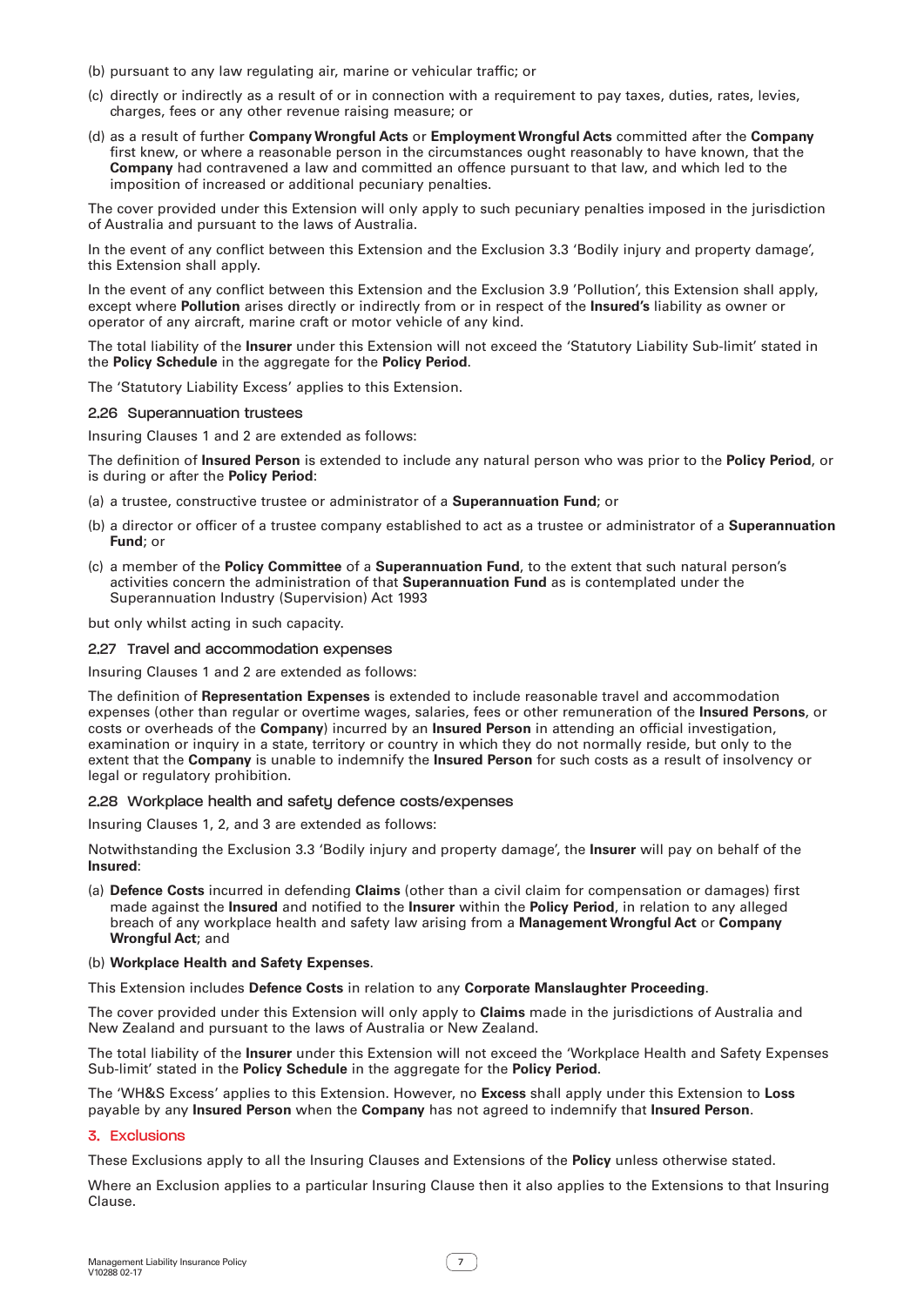(b) pursuant to any law regulating air, marine or vehicular traffic; or

(c) directly or indirectly as a result of or in connection with a requirement to pay taxes, duties, rates, levies, charges, fees or any other revenue raising measure; or

(d) as a result of further **Company Wrongful Acts** or **Employment Wrongful Acts** committed after the **Company** first knew, or where a reasonable person in the circumstances ought reasonably to have known, that the **Company** had contravened a law and committed an offence pursuant to that law, and which led to the imposition of increased or additional pecuniary penalties.

The cover provided under this Extension will only apply to such pecuniary penalties imposed in the jurisdiction of Australia and pursuant to the laws of Australia.

In the event of any conflict between this Extension and the Exclusion 3.3 'Bodily injury and property damage', this Extension shall apply.

In the event of any conflict between this Extension and the Exclusion 3.9 'Pollution', this Extension shall apply, except where **Pollution** arises directly or indirectly from or in respect of the **Insured's** liability as owner or operator of any aircraft, marine craft or motor vehicle of any kind.

The total liability of the **Insurer** under this Extension will not exceed the 'Statutory Liability Sub-limit' stated in the **Policy Schedule** in the aggregate for the **Policy Period**.

The 'Statutory Liability Excess' applies to this Extension.

### 2.26 Superannuation trustees

Insuring Clauses 1 and 2 are extended as follows:

The definition of **Insured Person** is extended to include any natural person who was prior to the **Policy Period**, or is during or after the **Policy Period**:

(a) a trustee, constructive trustee or administrator of a **Superannuation Fund**; or

(b) a director or officer of a trustee company established to act as a trustee or administrator of a **Superannuation Fund**; or

(c) a member of the **Policy Committee** of a **Superannuation Fund**, to the extent that such natural person's activities concern the administration of that **Superannuation Fund** as is contemplated under the Superannuation Industry (Supervision) Act 1993

but only whilst acting in such capacity.

### 2.27 Travel and accommodation expenses

Insuring Clauses 1 and 2 are extended as follows:

The definition of **Representation Expenses** is extended to include reasonable travel and accommodation expenses (other than regular or overtime wages, salaries, fees or other remuneration of the **Insured Persons**, or costs or overheads of the **Company**) incurred by an **Insured Person** in attending an official investigation, examination or inquiry in a state, territory or country in which they do not normally reside, but only to the extent that the **Company** is unable to indemnify the **Insured Person** for such costs as a result of insolvency or legal or regulatory prohibition.

### 2.28 Workplace health and safety defence costs/expenses

Insuring Clauses 1, 2, and 3 are extended as follows:

Notwithstanding the Exclusion 3.3 'Bodily injury and property damage', the **Insurer** will pay on behalf of the **Insured**:

(a) **Defence Costs** incurred in defending **Claims** (other than a civil claim for compensation or damages) first made against the **Insured** and notified to the **Insurer** within the **Policy Period**, in relation to any alleged breach of any workplace health and safety law arising from a **Management Wrongful Act** or **Company Wrongful Act**; and

(b) **Workplace Health and Safety Expenses**.

This Extension includes **Defence Costs** in relation to any **Corporate Manslaughter Proceeding**.

The cover provided under this Extension will only apply to **Claims** made in the jurisdictions of Australia and New Zealand and pursuant to the laws of Australia or New Zealand.

The total liability of the **Insurer** under this Extension will not exceed the 'Workplace Health and Safety Expenses Sub-limit' stated in the **Policy Schedule** in the aggregate for the **Policy Period**.

The 'WH&S Excess' applies to this Extension. However, no **Excess** shall apply under this Extension to **Loss** payable by any **Insured Person** when the **Company** has not agreed to indemnify that **Insured Person**.

## 3. Exclusions

These Exclusions apply to all the Insuring Clauses and Extensions of the **Policy** unless otherwise stated.

Where an Exclusion applies to a particular Insuring Clause then it also applies to the Extensions to that Insuring Clause.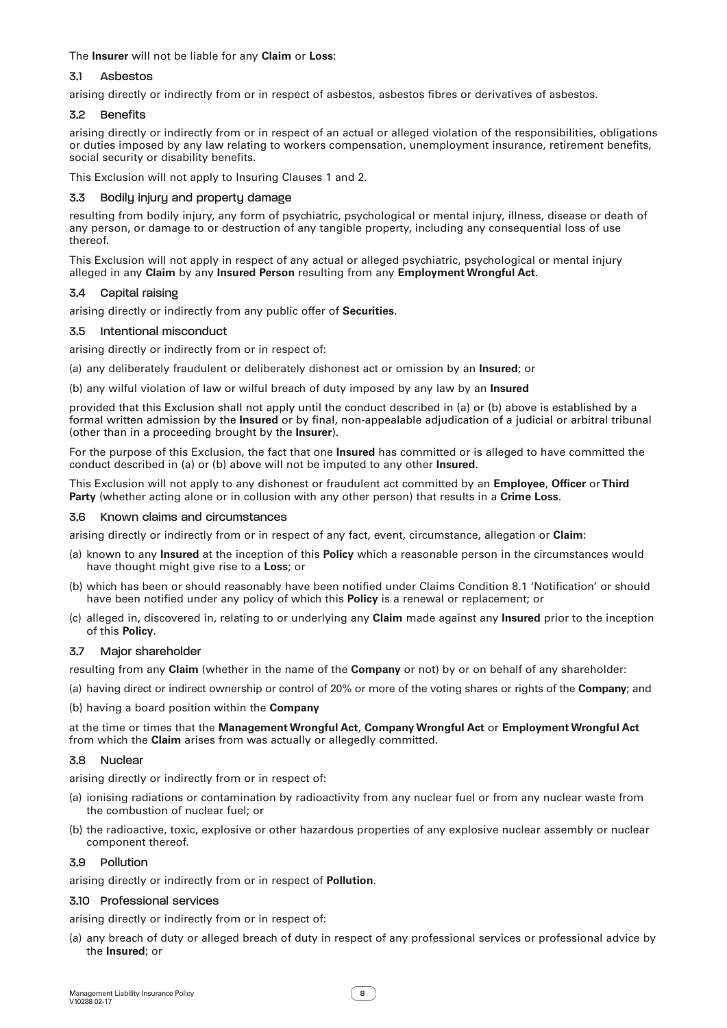The **Insurer** will not be liable for any **Claim** or **Loss**:

### 3.1 Asbestos

arising directly or indirectly from or in respect of asbestos, asbestos fibres or derivatives of asbestos.

### 3.2 Benefits

arising directly or indirectly from or in respect of an actual or alleged violation of the responsibilities, obligations or duties imposed by any law relating to workers compensation, unemployment insurance, retirement benefits, social security or disability benefits.

This Exclusion will not apply to Insuring Clauses 1 and 2.

### 3.3 Bodily injury and property damage

resulting from bodily injury, any form of psychiatric, psychological or mental injury, illness, disease or death of any person, or damage to or destruction of any tangible property, including any consequential loss of use thereof.

This Exclusion will not apply in respect of any actual or alleged psychiatric, psychological or mental injury alleged in any **Claim** by any **Insured Person** resulting from any **Employment Wrongful Act**.

### 3.4 Capital raising

arising directly or indirectly from any public offer of **Securities**.

### 3.5 Intentional misconduct

arising directly or indirectly from or in respect of:

(a) any deliberately fraudulent or deliberately dishonest act or omission by an **Insured**; or

(b) any wilful violation of law or wilful breach of duty imposed by any law by an **Insured**

provided that this Exclusion shall not apply until the conduct described in (a) or (b) above is established by a formal written admission by the **Insured** or by final, non-appealable adjudication of a judicial or arbitral tribunal (other than in a proceeding brought by the **Insurer**).

For the purpose of this Exclusion, the fact that one **Insured** has committed or is alleged to have committed the conduct described in (a) or (b) above will not be imputed to any other **Insured**.

This Exclusion will not apply to any dishonest or fraudulent act committed by an **Employee**, **Officer** or **Third Party** (whether acting alone or in collusion with any other person) that results in a **Crime Loss**.

### 3.6 Known claims and circumstances

arising directly or indirectly from or in respect of any fact, event, circumstance, allegation or **Claim**:

(a) known to any **Insured** at the inception of this **Policy** which a reasonable person in the circumstances would have thought might give rise to a **Loss**; or

(b) which has been or should reasonably have been notified under Claims Condition 8.1 'Notification' or should have been notified under any policy of which this **Policy** is a renewal or replacement; or

(c) alleged in, discovered in, relating to or underlying any **Claim** made against any **Insured** prior to the inception of this **Policy**.

### 3.7 Major shareholder

resulting from any **Claim** (whether in the name of the **Company** or not) by or on behalf of any shareholder:

(a) having direct or indirect ownership or control of 20% or more of the voting shares or rights of the **Company**; and

(b) having a board position within the **Company**

at the time or times that the **Management Wrongful Act**, **Company Wrongful Act** or **Employment Wrongful Act** from which the **Claim** arises from was actually or allegedly committed.

### 3.8 Nuclear

arising directly or indirectly from or in respect of:

(a) ionising radiations or contamination by radioactivity from any nuclear fuel or from any nuclear waste from the combustion of nuclear fuel; or

(b) the radioactive, toxic, explosive or other hazardous properties of any explosive nuclear assembly or nuclear component thereof.

### 3.9 Pollution

arising directly or indirectly from or in respect of **Pollution**.

### 3.10 Professional services

arising directly or indirectly from or in respect of:

(a) any breach of duty or alleged breach of duty in respect of any professional services or professional advice by the **Insured**; or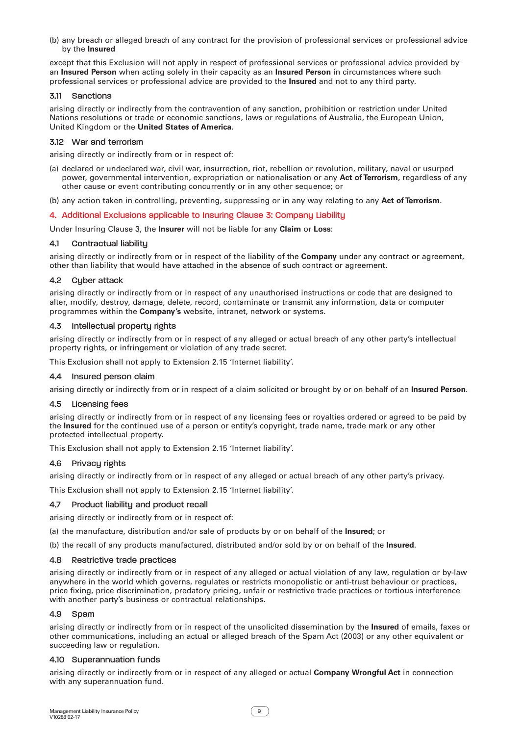(b) any breach or alleged breach of any contract for the provision of professional services or professional advice by the **Insured**

except that this Exclusion will not apply in respect of professional services or professional advice provided by an **Insured Person** when acting solely in their capacity as an **Insured Person** in circumstances where such professional services or professional advice are provided to the **Insured** and not to any third party.

### 3.11 Sanctions

arising directly or indirectly from the contravention of any sanction, prohibition or restriction under United Nations resolutions or trade or economic sanctions, laws or regulations of Australia, the European Union, United Kingdom or the **United States of America**.

### 3.12 War and terrorism

arising directly or indirectly from or in respect of:

(a) declared or undeclared war, civil war, insurrection, riot, rebellion or revolution, military, naval or usurped power, governmental intervention, expropriation or nationalisation or any **Act of Terrorism**, regardless of any other cause or event contributing concurrently or in any other sequence; or

(b) any action taken in controlling, preventing, suppressing or in any way relating to any **Act of Terrorism**.

## 4. Additional Exclusions applicable to Insuring Clause 3: Company Liability

Under Insuring Clause 3, the **Insurer** will not be liable for any **Claim** or **Loss**:

### 4.1 Contractual liability

arising directly or indirectly from or in respect of the liability of the **Company** under any contract or agreement, other than liability that would have attached in the absence of such contract or agreement.

### 4.2 Cyber attack

arising directly or indirectly from or in respect of any unauthorised instructions or code that are designed to alter, modify, destroy, damage, delete, record, contaminate or transmit any information, data or computer programmes within the **Company's** website, intranet, network or systems.

### 4.3 Intellectual property rights

arising directly or indirectly from or in respect of any alleged or actual breach of any other party's intellectual property rights, or infringement or violation of any trade secret.

This Exclusion shall not apply to Extension 2.15 'Internet liability'.

### 4.4 Insured person claim

arising directly or indirectly from or in respect of a claim solicited or brought by or on behalf of an **Insured Person**.

### 4.5 Licensing fees

arising directly or indirectly from or in respect of any licensing fees or royalties ordered or agreed to be paid by the **Insured** for the continued use of a person or entity's copyright, trade name, trade mark or any other protected intellectual property.

This Exclusion shall not apply to Extension 2.15 'Internet liability'.

### 4.6 Privacy rights

arising directly or indirectly from or in respect of any alleged or actual breach of any other party's privacy.

This Exclusion shall not apply to Extension 2.15 'Internet liability'.

### 4.7 Product liability and product recall

arising directly or indirectly from or in respect of:

(a) the manufacture, distribution and/or sale of products by or on behalf of the **Insured**; or

(b) the recall of any products manufactured, distributed and/or sold by or on behalf of the **Insured**.

### 4.8 Restrictive trade practices

arising directly or indirectly from or in respect of any alleged or actual violation of any law, regulation or by-law anywhere in the world which governs, regulates or restricts monopolistic or anti-trust behaviour or practices, price fixing, price discrimination, predatory pricing, unfair or restrictive trade practices or tortious interference with another party's business or contractual relationships.

### 4.9 Spam

arising directly or indirectly from or in respect of the unsolicited dissemination by the **Insured** of emails, faxes or other communications, including an actual or alleged breach of the Spam Act (2003) or any other equivalent or succeeding law or regulation.

### 4.10 Superannuation funds

arising directly or indirectly from or in respect of any alleged or actual **Company Wrongful Act** in connection with any superannuation fund.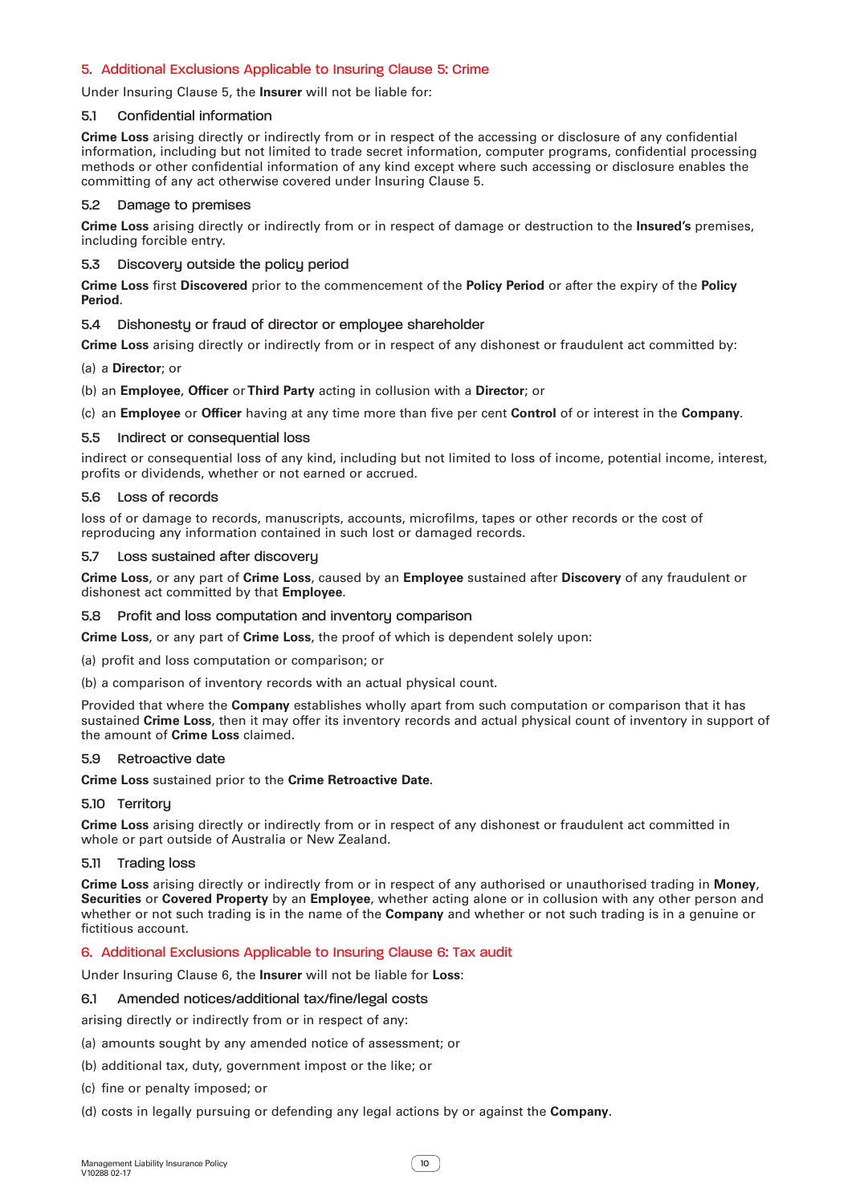## 5. Additional Exclusions Applicable to Insuring Clause 5: Crime

Under Insuring Clause 5, the **Insurer** will not be liable for:

### 5.1 Confidential information

**Crime Loss** arising directly or indirectly from or in respect of the accessing or disclosure of any confidential information, including but not limited to trade secret information, computer programs, confidential processing methods or other confidential information of any kind except where such accessing or disclosure enables the committing of any act otherwise covered under Insuring Clause 5.

### 5.2 Damage to premises

**Crime Loss** arising directly or indirectly from or in respect of damage or destruction to the **Insured's** premises, including forcible entry.

### 5.3 Discovery outside the policy period

**Crime Loss** first **Discovered** prior to the commencement of the **Policy Period** or after the expiry of the **Policy Period**.

### 5.4 Dishonesty or fraud of director or employee shareholder

**Crime Loss** arising directly or indirectly from or in respect of any dishonest or fraudulent act committed by:

(a) a **Director**; or

(b) an **Employee**, **Officer** or **Third Party** acting in collusion with a **Director**; or

(c) an **Employee** or **Officer** having at any time more than five per cent **Control** of or interest in the **Company**.

### 5.5 Indirect or consequential loss

indirect or consequential loss of any kind, including but not limited to loss of income, potential income, interest, profits or dividends, whether or not earned or accrued.

### 5.6 Loss of records

loss of or damage to records, manuscripts, accounts, microfilms, tapes or other records or the cost of reproducing any information contained in such lost or damaged records.

### 5.7 Loss sustained after discovery

**Crime Loss**, or any part of **Crime Loss**, caused by an **Employee** sustained after **Discovery** of any fraudulent or dishonest act committed by that **Employee**.

### 5.8 Profit and loss computation and inventory comparison

**Crime Loss**, or any part of **Crime Loss**, the proof of which is dependent solely upon:

(a) profit and loss computation or comparison; or

(b) a comparison of inventory records with an actual physical count.

Provided that where the **Company** establishes wholly apart from such computation or comparison that it has sustained **Crime Loss**, then it may offer its inventory records and actual physical count of inventory in support of the amount of **Crime Loss** claimed.

### 5.9 Retroactive date

**Crime Loss** sustained prior to the **Crime Retroactive Date**.

### 5.10 Territory

**Crime Loss** arising directly or indirectly from or in respect of any dishonest or fraudulent act committed in whole or part outside of Australia or New Zealand.

### 5.11 Trading loss

**Crime Loss** arising directly or indirectly from or in respect of any authorised or unauthorised trading in **Money**, **Securities** or **Covered Property** by an **Employee**, whether acting alone or in collusion with any other person and whether or not such trading is in the name of the **Company** and whether or not such trading is in a genuine or fictitious account.

## 6. Additional Exclusions Applicable to Insuring Clause 6: Tax audit

Under Insuring Clause 6, the **Insurer** will not be liable for **Loss**:

### 6.1 Amended notices/additional tax/fine/legal costs

arising directly or indirectly from or in respect of any:

(a) amounts sought by any amended notice of assessment; or

(b) additional tax, duty, government impost or the like; or

(c) fine or penalty imposed; or

(d) costs in legally pursuing or defending any legal actions by or against the **Company**.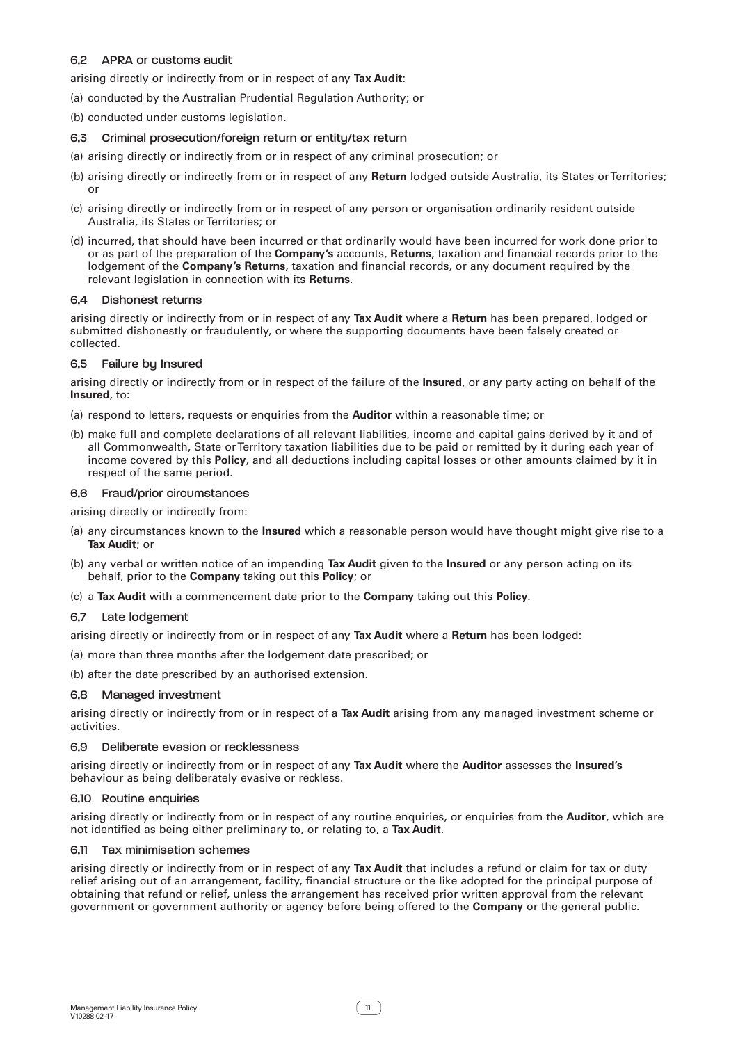### 6.2 APRA or customs audit

arising directly or indirectly from or in respect of any **Tax Audit**:

(a) conducted by the Australian Prudential Regulation Authority; or

(b) conducted under customs legislation.

### 6.3 Criminal prosecution/foreign return or entity/tax return

(a) arising directly or indirectly from or in respect of any criminal prosecution; or

(b) arising directly or indirectly from or in respect of any **Return** lodged outside Australia, its States or Territories; or

(c) arising directly or indirectly from or in respect of any person or organisation ordinarily resident outside Australia, its States or Territories; or

(d) incurred, that should have been incurred or that ordinarily would have been incurred for work done prior to or as part of the preparation of the **Company's** accounts, **Returns**, taxation and financial records prior to the lodgement of the **Company's Returns**, taxation and financial records, or any document required by the relevant legislation in connection with its **Returns**.

### 6.4 Dishonest returns

arising directly or indirectly from or in respect of any **Tax Audit** where a **Return** has been prepared, lodged or submitted dishonestly or fraudulently, or where the supporting documents have been falsely created or collected.

### 6.5 Failure by Insured

arising directly or indirectly from or in respect of the failure of the **Insured**, or any party acting on behalf of the **Insured**, to:

(a) respond to letters, requests or enquiries from the **Auditor** within a reasonable time; or

(b) make full and complete declarations of all relevant liabilities, income and capital gains derived by it and of all Commonwealth, State or Territory taxation liabilities due to be paid or remitted by it during each year of income covered by this **Policy**, and all deductions including capital losses or other amounts claimed by it in respect of the same period.

### 6.6 Fraud/prior circumstances

arising directly or indirectly from:

(a) any circumstances known to the **Insured** which a reasonable person would have thought might give rise to a **Tax Audit**; or

(b) any verbal or written notice of an impending **Tax Audit** given to the **Insured** or any person acting on its behalf, prior to the **Company** taking out this **Policy**; or

(c) a **Tax Audit** with a commencement date prior to the **Company** taking out this **Policy**.

### 6.7 Late lodgement

arising directly or indirectly from or in respect of any **Tax Audit** where a **Return** has been lodged:

(a) more than three months after the lodgement date prescribed; or

(b) after the date prescribed by an authorised extension.

### 6.8 Managed investment

arising directly or indirectly from or in respect of a **Tax Audit** arising from any managed investment scheme or activities.

### 6.9 Deliberate evasion or recklessness

arising directly or indirectly from or in respect of any **Tax Audit** where the **Auditor** assesses the **Insured's** behaviour as being deliberately evasive or reckless.

### 6.10 Routine enquiries

arising directly or indirectly from or in respect of any routine enquiries, or enquiries from the **Auditor**, which are not identified as being either preliminary to, or relating to, a **Tax Audit**.

### 6.11 Tax minimisation schemes

arising directly or indirectly from or in respect of any **Tax Audit** that includes a refund or claim for tax or duty relief arising out of an arrangement, facility, financial structure or the like adopted for the principal purpose of obtaining that refund or relief, unless the arrangement has received prior written approval from the relevant government or government authority or agency before being offered to the **Company** or the general public.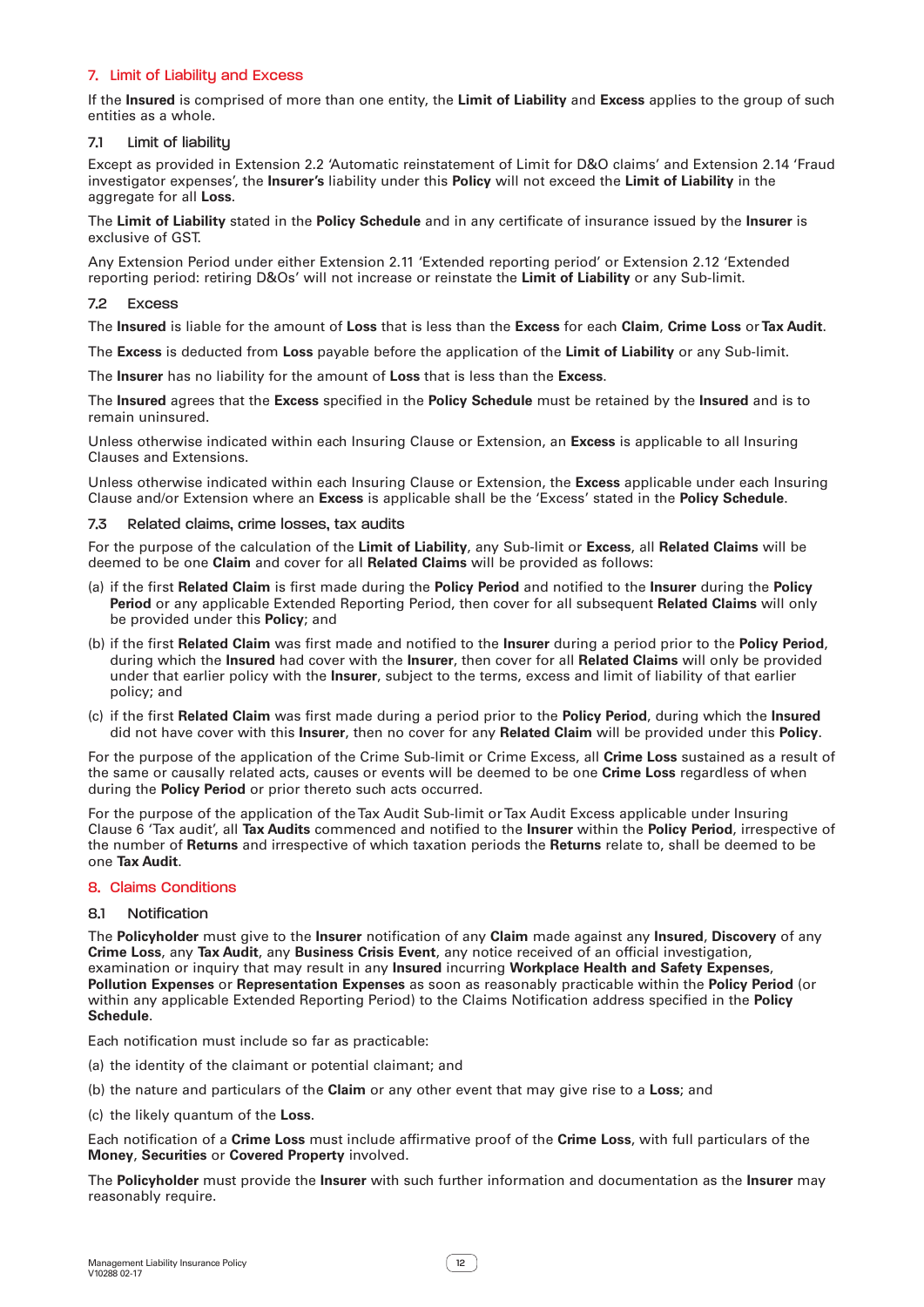## 7. Limit of Liability and Excess

If the **Insured** is comprised of more than one entity, the **Limit of Liability** and **Excess** applies to the group of such entities as a whole.

### 7.1 Limit of liability

Except as provided in Extension 2.2 'Automatic reinstatement of Limit for D&O claims' and Extension 2.14 'Fraud investigator expenses', the **Insurer's** liability under this **Policy** will not exceed the **Limit of Liability** in the aggregate for all **Loss**.

The **Limit of Liability** stated in the **Policy Schedule** and in any certificate of insurance issued by the **Insurer** is exclusive of GST.

Any Extension Period under either Extension 2.11 'Extended reporting period' or Extension 2.12 'Extended reporting period: retiring D&Os' will not increase or reinstate the **Limit of Liability** or any Sub-limit.

### 7.2 Excess

The **Insured** is liable for the amount of **Loss** that is less than the **Excess** for each **Claim**, **Crime Loss** or **Tax Audit**.

The **Excess** is deducted from **Loss** payable before the application of the **Limit of Liability** or any Sub-limit.

The **Insurer** has no liability for the amount of **Loss** that is less than the **Excess**.

The **Insured** agrees that the **Excess** specified in the **Policy Schedule** must be retained by the **Insured** and is to remain uninsured.

Unless otherwise indicated within each Insuring Clause or Extension, an **Excess** is applicable to all Insuring Clauses and Extensions.

Unless otherwise indicated within each Insuring Clause or Extension, the **Excess** applicable under each Insuring Clause and/or Extension where an **Excess** is applicable shall be the 'Excess' stated in the **Policy Schedule**.

### 7.3 Related claims, crime losses, tax audits

For the purpose of the calculation of the **Limit of Liability**, any Sub-limit or **Excess**, all **Related Claims** will be deemed to be one **Claim** and cover for all **Related Claims** will be provided as follows:

(a) if the first **Related Claim** is first made during the **Policy Period** and notified to the **Insurer** during the **Policy Period** or any applicable Extended Reporting Period, then cover for all subsequent **Related Claims** will only be provided under this **Policy**; and

(b) if the first **Related Claim** was first made and notified to the **Insurer** during a period prior to the **Policy Period**, during which the **Insured** had cover with the **Insurer**, then cover for all **Related Claims** will only be provided under that earlier policy with the **Insurer**, subject to the terms, excess and limit of liability of that earlier policy; and

(c) if the first **Related Claim** was first made during a period prior to the **Policy Period**, during which the **Insured** did not have cover with this **Insurer**, then no cover for any **Related Claim** will be provided under this **Policy**.

For the purpose of the application of the Crime Sub-limit or Crime Excess, all **Crime Loss** sustained as a result of the same or causally related acts, causes or events will be deemed to be one **Crime Loss** regardless of when during the **Policy Period** or prior thereto such acts occurred.

For the purpose of the application of the Tax Audit Sub-limit or Tax Audit Excess applicable under Insuring Clause 6 'Tax audit', all **Tax Audits** commenced and notified to the **Insurer** within the **Policy Period**, irrespective of the number of **Returns** and irrespective of which taxation periods the **Returns** relate to, shall be deemed to be one **Tax Audit**.

## 8. Claims Conditions

### 8.1 Notification

The **Policyholder** must give to the **Insurer** notification of any **Claim** made against any **Insured**, **Discovery** of any **Crime Loss**, any **Tax Audit**, any **Business Crisis Event**, any notice received of an official investigation, examination or inquiry that may result in any **Insured** incurring **Workplace Health and Safety Expenses**, **Pollution Expenses** or **Representation Expenses** as soon as reasonably practicable within the **Policy Period** (or within any applicable Extended Reporting Period) to the Claims Notification address specified in the **Policy Schedule**.

Each notification must include so far as practicable:

(a) the identity of the claimant or potential claimant; and

(b) the nature and particulars of the **Claim** or any other event that may give rise to a **Loss**; and

(c) the likely quantum of the **Loss**.

Each notification of a **Crime Loss** must include affirmative proof of the **Crime Loss**, with full particulars of the **Money**, **Securities** or **Covered Property** involved.

The **Policyholder** must provide the **Insurer** with such further information and documentation as the **Insurer** may reasonably require.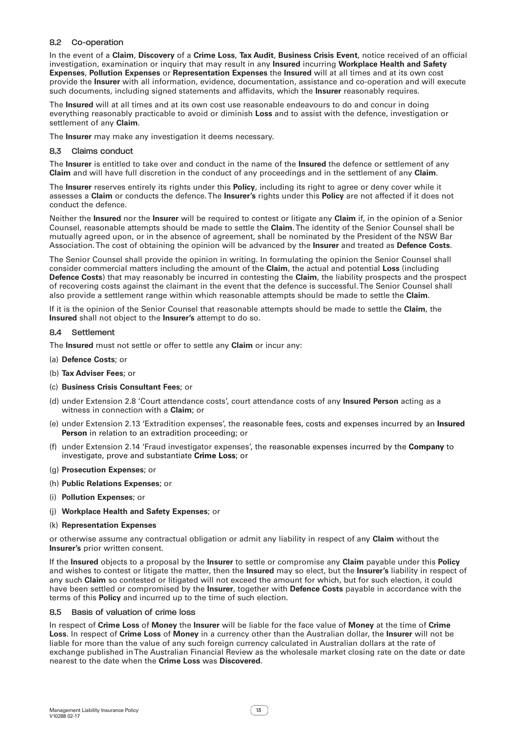### 8.2 Co-operation

In the event of a **Claim**, **Discovery** of a **Crime Loss**, **Tax Audit**, **Business Crisis Event**, notice received of an official investigation, examination or inquiry that may result in any **Insured** incurring **Workplace Health and Safety Expenses**, **Pollution Expenses** or **Representation Expenses** the **Insured** will at all times and at its own cost provide the **Insurer** with all information, evidence, documentation, assistance and co-operation and will execute such documents, including signed statements and affidavits, which the **Insurer** reasonably requires.

The **Insured** will at all times and at its own cost use reasonable endeavours to do and concur in doing everything reasonably practicable to avoid or diminish **Loss** and to assist with the defence, investigation or settlement of any **Claim**.

The **Insurer** may make any investigation it deems necessary.

### 8.3 Claims conduct

The **Insurer** is entitled to take over and conduct in the name of the **Insured** the defence or settlement of any **Claim** and will have full discretion in the conduct of any proceedings and in the settlement of any **Claim**.

The **Insurer** reserves entirely its rights under this **Policy**, including its right to agree or deny cover while it assesses a **Claim** or conducts the defence. The **Insurer's** rights under this **Policy** are not affected if it does not conduct the defence.

Neither the **Insured** nor the **Insurer** will be required to contest or litigate any **Claim** if, in the opinion of a Senior Counsel, reasonable attempts should be made to settle the **Claim**. The identity of the Senior Counsel shall be mutually agreed upon, or in the absence of agreement, shall be nominated by the President of the NSW Bar Association. The cost of obtaining the opinion will be advanced by the **Insurer** and treated as **Defence Costs**.

The Senior Counsel shall provide the opinion in writing. In formulating the opinion the Senior Counsel shall consider commercial matters including the amount of the **Claim**, the actual and potential **Loss** (including **Defence Costs**) that may reasonably be incurred in contesting the **Claim**, the liability prospects and the prospect of recovering costs against the claimant in the event that the defence is successful. The Senior Counsel shall also provide a settlement range within which reasonable attempts should be made to settle the **Claim**.

If it is the opinion of the Senior Counsel that reasonable attempts should be made to settle the **Claim**, the **Insured** shall not object to the **Insurer's** attempt to do so.

### 8.4 Settlement

The **Insured** must not settle or offer to settle any **Claim** or incur any:

(a) **Defence Costs**; or

(b) **Tax Adviser Fees**; or

(c) **Business Crisis Consultant Fees**; or

(d) under Extension 2.8 'Court attendance costs', court attendance costs of any **Insured Person** acting as a witness in connection with a **Claim**; or

(e) under Extension 2.13 'Extradition expenses', the reasonable fees, costs and expenses incurred by an **Insured Person** in relation to an extradition proceeding; or

(f) under Extension 2.14 'Fraud investigator expenses', the reasonable expenses incurred by the **Company** to investigate, prove and substantiate **Crime Loss**; or

(g) **Prosecution Expenses**; or

(h) **Public Relations Expenses**; or

(i) **Pollution Expenses**; or

(j) **Workplace Health and Safety Expenses**; or

(k) **Representation Expenses**

or otherwise assume any contractual obligation or admit any liability in respect of any **Claim** without the **Insurer's** prior written consent.

If the **Insured** objects to a proposal by the **Insurer** to settle or compromise any **Claim** payable under this **Policy** and wishes to contest or litigate the matter, then the **Insured** may so elect, but the **Insurer's** liability in respect of any such **Claim** so contested or litigated will not exceed the amount for which, but for such election, it could have been settled or compromised by the **Insurer**, together with **Defence Costs** payable in accordance with the terms of this **Policy** and incurred up to the time of such election.

### 8.5 Basis of valuation of crime loss

In respect of **Crime Loss** of **Money** the **Insurer** will be liable for the face value of **Money** at the time of **Crime Loss**. In respect of **Crime Loss** of **Money** in a currency other than the Australian dollar, the **Insurer** will not be liable for more than the value of any such foreign currency calculated in Australian dollars at the rate of exchange published in The Australian Financial Review as the wholesale market closing rate on the date or date nearest to the date when the **Crime Loss** was **Discovered**.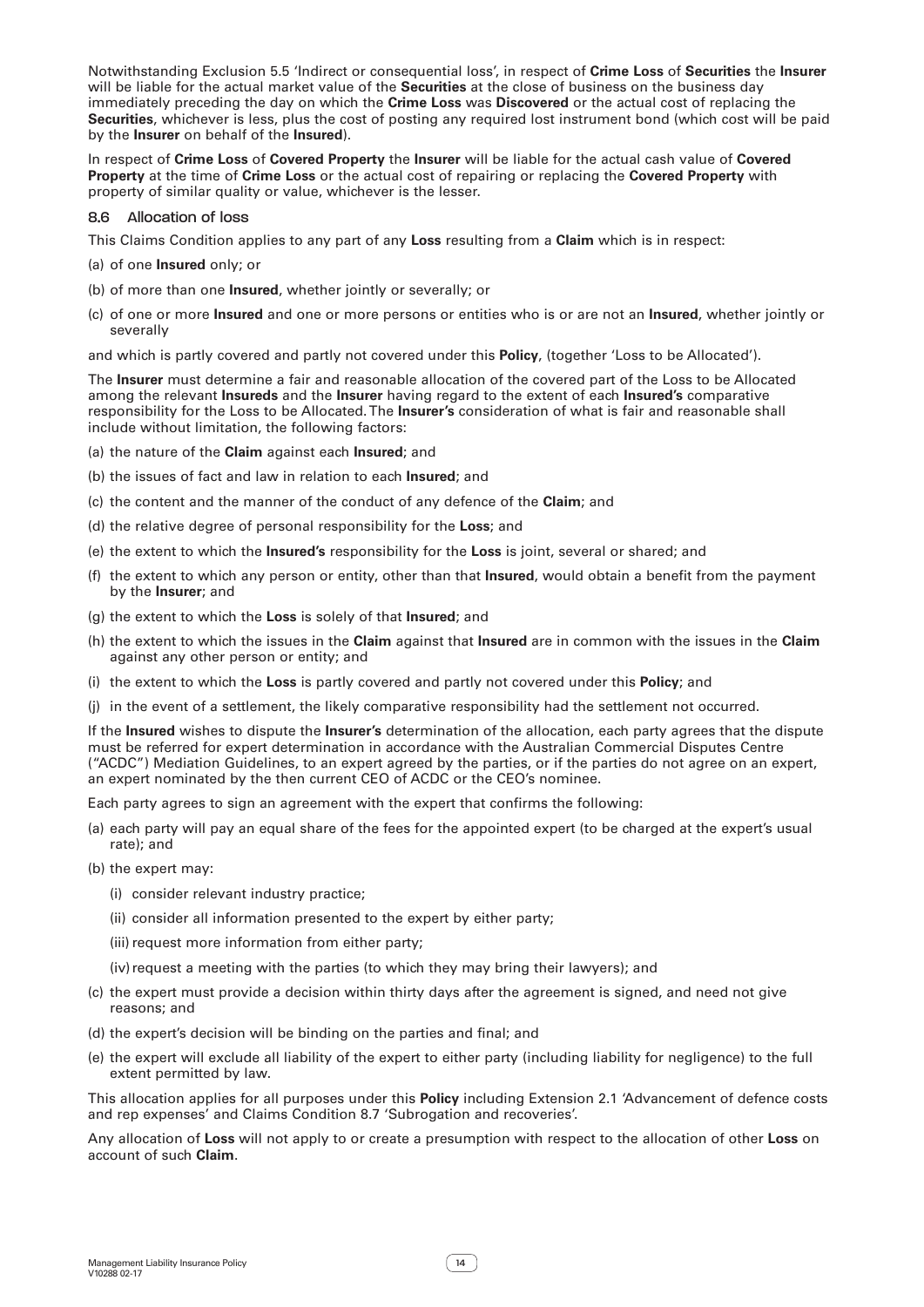Notwithstanding Exclusion 5.5 'Indirect or consequential loss', in respect of **Crime Loss** of **Securities** the **Insurer** will be liable for the actual market value of the **Securities** at the close of business on the business day immediately preceding the day on which the **Crime Loss** was **Discovered** or the actual cost of replacing the **Securities**, whichever is less, plus the cost of posting any required lost instrument bond (which cost will be paid by the **Insurer** on behalf of the **Insured**).

In respect of **Crime Loss** of **Covered Property** the **Insurer** will be liable for the actual cash value of **Covered Property** at the time of **Crime Loss** or the actual cost of repairing or replacing the **Covered Property** with property of similar quality or value, whichever is the lesser.

### 8.6 Allocation of loss

This Claims Condition applies to any part of any **Loss** resulting from a **Claim** which is in respect:

(a) of one **Insured** only; or

(b) of more than one **Insured**, whether jointly or severally; or

(c) of one or more **Insured** and one or more persons or entities who is or are not an **Insured**, whether jointly or severally

and which is partly covered and partly not covered under this **Policy**, (together 'Loss to be Allocated').

The **Insurer** must determine a fair and reasonable allocation of the covered part of the Loss to be Allocated among the relevant **Insureds** and the **Insurer** having regard to the extent of each **Insured's** comparative responsibility for the Loss to be Allocated. The **Insurer's** consideration of what is fair and reasonable shall include without limitation, the following factors:

(a) the nature of the **Claim** against each **Insured**; and

(b) the issues of fact and law in relation to each **Insured**; and

(c) the content and the manner of the conduct of any defence of the **Claim**; and

(d) the relative degree of personal responsibility for the **Loss**; and

(e) the extent to which the **Insured's** responsibility for the **Loss** is joint, several or shared; and

(f) the extent to which any person or entity, other than that **Insured**, would obtain a benefit from the payment by the **Insurer**; and

(g) the extent to which the **Loss** is solely of that **Insured**; and

(h) the extent to which the issues in the **Claim** against that **Insured** are in common with the issues in the **Claim** against any other person or entity; and

(i) the extent to which the **Loss** is partly covered and partly not covered under this **Policy**; and

(j) in the event of a settlement, the likely comparative responsibility had the settlement not occurred.

If the **Insured** wishes to dispute the **Insurer's** determination of the allocation, each party agrees that the dispute must be referred for expert determination in accordance with the Australian Commercial Disputes Centre ("ACDC") Mediation Guidelines, to an expert agreed by the parties, or if the parties do not agree on an expert, an expert nominated by the then current CEO of ACDC or the CEO's nominee.

Each party agrees to sign an agreement with the expert that confirms the following:

(a) each party will pay an equal share of the fees for the appointed expert (to be charged at the expert's usual rate); and

(b) the expert may:

  (i) consider relevant industry practice;

  (ii) consider all information presented to the expert by either party;

  (iii) request more information from either party;

  (iv) request a meeting with the parties (to which they may bring their lawyers); and

(c) the expert must provide a decision within thirty days after the agreement is signed, and need not give reasons; and

(d) the expert's decision will be binding on the parties and final; and

(e) the expert will exclude all liability of the expert to either party (including liability for negligence) to the full extent permitted by law.

This allocation applies for all purposes under this **Policy** including Extension 2.1 'Advancement of defence costs and rep expenses' and Claims Condition 8.7 'Subrogation and recoveries'.

Any allocation of **Loss** will not apply to or create a presumption with respect to the allocation of other **Loss** on account of such **Claim**.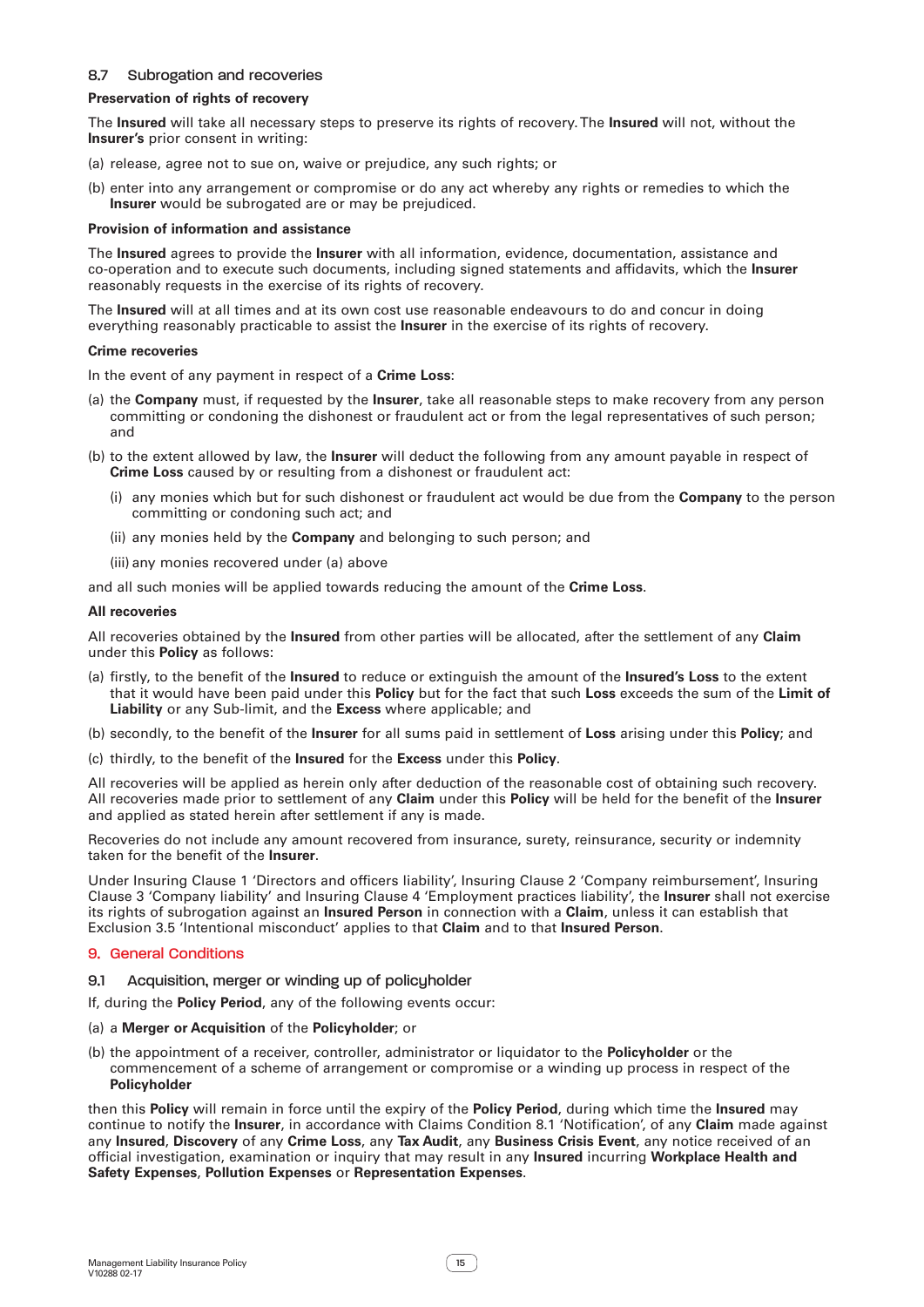## 8.7 Subrogation and recoveries

**Preservation of rights of recovery**

The **Insured** will take all necessary steps to preserve its rights of recovery. The **Insured** will not, without the **Insurer's** prior consent in writing:

(a) release, agree not to sue on, waive or prejudice, any such rights; or

(b) enter into any arrangement or compromise or do any act whereby any rights or remedies to which the **Insurer** would be subrogated are or may be prejudiced.

**Provision of information and assistance**

The **Insured** agrees to provide the **Insurer** with all information, evidence, documentation, assistance and co-operation and to execute such documents, including signed statements and affidavits, which the **Insurer** reasonably requests in the exercise of its rights of recovery.

The **Insured** will at all times and at its own cost use reasonable endeavours to do and concur in doing everything reasonably practicable to assist the **Insurer** in the exercise of its rights of recovery.

**Crime recoveries**

In the event of any payment in respect of a **Crime Loss**:

(a) the **Company** must, if requested by the **Insurer**, take all reasonable steps to make recovery from any person committing or condoning the dishonest or fraudulent act or from the legal representatives of such person; and

(b) to the extent allowed by law, the **Insurer** will deduct the following from any amount payable in respect of **Crime Loss** caused by or resulting from a dishonest or fraudulent act:

   (i) any monies which but for such dishonest or fraudulent act would be due from the **Company** to the person committing or condoning such act; and

   (ii) any monies held by the **Company** and belonging to such person; and

   (iii) any monies recovered under (a) above

and all such monies will be applied towards reducing the amount of the **Crime Loss**.

**All recoveries**

All recoveries obtained by the **Insured** from other parties will be allocated, after the settlement of any **Claim** under this **Policy** as follows:

(a) firstly, to the benefit of the **Insured** to reduce or extinguish the amount of the **Insured's Loss** to the extent that it would have been paid under this **Policy** but for the fact that such **Loss** exceeds the sum of the **Limit of Liability** or any Sub-limit, and the **Excess** where applicable; and

(b) secondly, to the benefit of the **Insurer** for all sums paid in settlement of **Loss** arising under this **Policy**; and

(c) thirdly, to the benefit of the **Insured** for the **Excess** under this **Policy**.

All recoveries will be applied as herein only after deduction of the reasonable cost of obtaining such recovery. All recoveries made prior to settlement of any **Claim** under this **Policy** will be held for the benefit of the **Insurer** and applied as stated herein after settlement if any is made.

Recoveries do not include any amount recovered from insurance, surety, reinsurance, security or indemnity taken for the benefit of the **Insurer**.

Under Insuring Clause 1 'Directors and officers liability', Insuring Clause 2 'Company reimbursement', Insuring Clause 3 'Company liability' and Insuring Clause 4 'Employment practices liability', the **Insurer** shall not exercise its rights of subrogation against an **Insured Person** in connection with a **Claim**, unless it can establish that Exclusion 3.5 'Intentional misconduct' applies to that **Claim** and to that **Insured Person**.

# 9. General Conditions

## 9.1 Acquisition, merger or winding up of policyholder

If, during the **Policy Period**, any of the following events occur:

(a) a **Merger or Acquisition** of the **Policyholder**; or

(b) the appointment of a receiver, controller, administrator or liquidator to the **Policyholder** or the commencement of a scheme of arrangement or compromise or a winding up process in respect of the **Policyholder**

then this **Policy** will remain in force until the expiry of the **Policy Period**, during which time the **Insured** may continue to notify the **Insurer**, in accordance with Claims Condition 8.1 'Notification', of any **Claim** made against any **Insured**, **Discovery** of any **Crime Loss**, any **Tax Audit**, any **Business Crisis Event**, any notice received of an official investigation, examination or inquiry that may result in any **Insured** incurring **Workplace Health and Safety Expenses**, **Pollution Expenses** or **Representation Expenses**.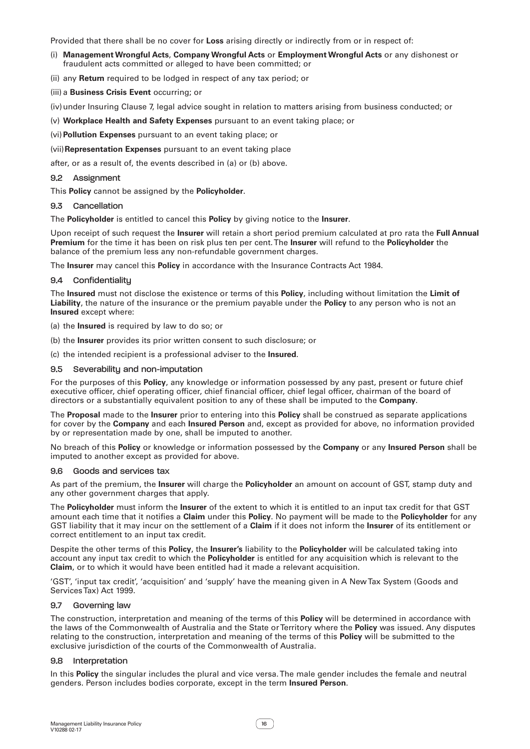Provided that there shall be no cover for **Loss** arising directly or indirectly from or in respect of:

(i) **Management Wrongful Acts**, **Company Wrongful Acts** or **Employment Wrongful Acts** or any dishonest or fraudulent acts committed or alleged to have been committed; or

(ii) any **Return** required to be lodged in respect of any tax period; or

(iii) a **Business Crisis Event** occurring; or

(iv) under Insuring Clause 7, legal advice sought in relation to matters arising from business conducted; or

(v) **Workplace Health and Safety Expenses** pursuant to an event taking place; or

(vi) **Pollution Expenses** pursuant to an event taking place; or

(vii) **Representation Expenses** pursuant to an event taking place

after, or as a result of, the events described in (a) or (b) above.

### 9.2 Assignment

This **Policy** cannot be assigned by the **Policyholder**.

### 9.3 Cancellation

The **Policyholder** is entitled to cancel this **Policy** by giving notice to the **Insurer**.

Upon receipt of such request the **Insurer** will retain a short period premium calculated at pro rata the **Full Annual Premium** for the time it has been on risk plus ten per cent. The **Insurer** will refund to the **Policyholder** the balance of the premium less any non-refundable government charges.

The **Insurer** may cancel this **Policy** in accordance with the Insurance Contracts Act 1984.

### 9.4 Confidentiality

The **Insured** must not disclose the existence or terms of this **Policy**, including without limitation the **Limit of Liability**, the nature of the insurance or the premium payable under the **Policy** to any person who is not an **Insured** except where:

(a) the **Insured** is required by law to do so; or

(b) the **Insurer** provides its prior written consent to such disclosure; or

(c) the intended recipient is a professional adviser to the **Insured**.

### 9.5 Severability and non-imputation

For the purposes of this **Policy**, any knowledge or information possessed by any past, present or future chief executive officer, chief operating officer, chief financial officer, chief legal officer, chairman of the board of directors or a substantially equivalent position to any of these shall be imputed to the **Company**.

The **Proposal** made to the **Insurer** prior to entering into this **Policy** shall be construed as separate applications for cover by the **Company** and each **Insured Person** and, except as provided for above, no information provided by or representation made by one, shall be imputed to another.

No breach of this **Policy** or knowledge or information possessed by the **Company** or any **Insured Person** shall be imputed to another except as provided for above.

### 9.6 Goods and services tax

As part of the premium, the **Insurer** will charge the **Policyholder** an amount on account of GST, stamp duty and any other government charges that apply.

The **Policyholder** must inform the **Insurer** of the extent to which it is entitled to an input tax credit for that GST amount each time that it notifies a **Claim** under this **Policy**. No payment will be made to the **Policyholder** for any GST liability that it may incur on the settlement of a **Claim** if it does not inform the **Insurer** of its entitlement or correct entitlement to an input tax credit.

Despite the other terms of this **Policy**, the **Insurer's** liability to the **Policyholder** will be calculated taking into account any input tax credit to which the **Policyholder** is entitled for any acquisition which is relevant to the **Claim**, or to which it would have been entitled had it made a relevant acquisition.

'GST', 'input tax credit', 'acquisition' and 'supply' have the meaning given in A New Tax System (Goods and Services Tax) Act 1999.

### 9.7 Governing law

The construction, interpretation and meaning of the terms of this **Policy** will be determined in accordance with the laws of the Commonwealth of Australia and the State or Territory where the **Policy** was issued. Any disputes relating to the construction, interpretation and meaning of the terms of this **Policy** will be submitted to the exclusive jurisdiction of the courts of the Commonwealth of Australia.

### 9.8 Interpretation

In this **Policy** the singular includes the plural and vice versa. The male gender includes the female and neutral genders. Person includes bodies corporate, except in the term **Insured Person**.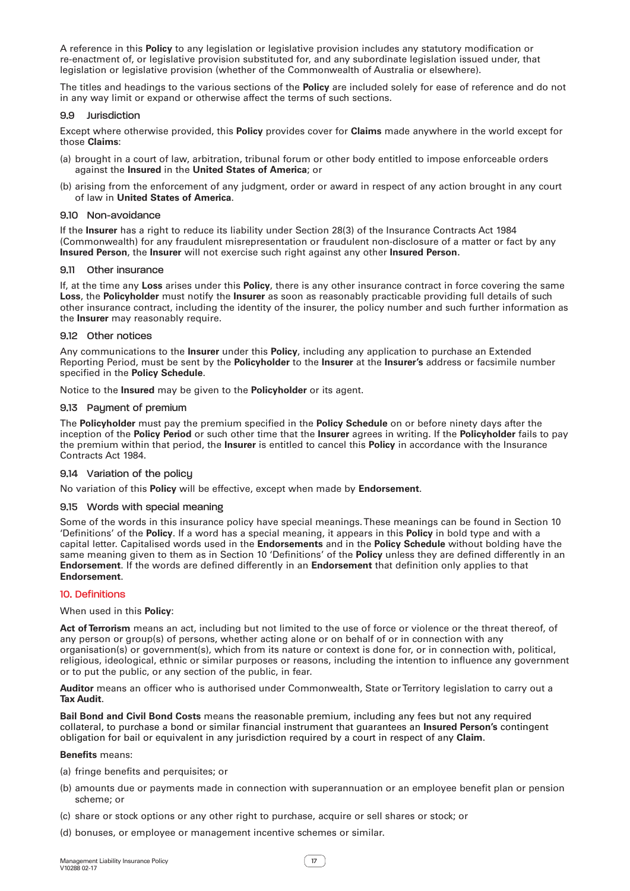A reference in this **Policy** to any legislation or legislative provision includes any statutory modification or re-enactment of, or legislative provision substituted for, and any subordinate legislation issued under, that legislation or legislative provision (whether of the Commonwealth of Australia or elsewhere).

The titles and headings to the various sections of the **Policy** are included solely for ease of reference and do not in any way limit or expand or otherwise affect the terms of such sections.

### 9.9 Jurisdiction

Except where otherwise provided, this **Policy** provides cover for **Claims** made anywhere in the world except for those **Claims**:

(a) brought in a court of law, arbitration, tribunal forum or other body entitled to impose enforceable orders against the **Insured** in the **United States of America**; or

(b) arising from the enforcement of any judgment, order or award in respect of any action brought in any court of law in **United States of America**.

### 9.10 Non-avoidance

If the **Insurer** has a right to reduce its liability under Section 28(3) of the Insurance Contracts Act 1984 (Commonwealth) for any fraudulent misrepresentation or fraudulent non-disclosure of a matter or fact by any **Insured Person**, the **Insurer** will not exercise such right against any other **Insured Person.**

### 9.11 Other insurance

If, at the time any **Loss** arises under this **Policy**, there is any other insurance contract in force covering the same **Loss**, the **Policyholder** must notify the **Insurer** as soon as reasonably practicable providing full details of such other insurance contract, including the identity of the insurer, the policy number and such further information as the **Insurer** may reasonably require.

### 9.12 Other notices

Any communications to the **Insurer** under this **Policy**, including any application to purchase an Extended Reporting Period, must be sent by the **Policyholder** to the **Insurer** at the **Insurer's** address or facsimile number specified in the **Policy Schedule**.

Notice to the **Insured** may be given to the **Policyholder** or its agent.

### 9.13 Payment of premium

The **Policyholder** must pay the premium specified in the **Policy Schedule** on or before ninety days after the inception of the **Policy Period** or such other time that the **Insurer** agrees in writing. If the **Policyholder** fails to pay the premium within that period, the **Insurer** is entitled to cancel this **Policy** in accordance with the Insurance Contracts Act 1984.

### 9.14 Variation of the policy

No variation of this **Policy** will be effective, except when made by **Endorsement**.

### 9.15 Words with special meaning

Some of the words in this insurance policy have special meanings. These meanings can be found in Section 10 'Definitions' of the **Policy**. If a word has a special meaning, it appears in this **Policy** in bold type and with a capital letter. Capitalised words used in the **Endorsements** and in the **Policy Schedule** without bolding have the same meaning given to them as in Section 10 'Definitions' of the **Policy** unless they are defined differently in an **Endorsement**. If the words are defined differently in an **Endorsement** that definition only applies to that **Endorsement**.

## 10. Definitions

When used in this **Policy**:

**Act of Terrorism** means an act, including but not limited to the use of force or violence or the threat thereof, of any person or group(s) of persons, whether acting alone or on behalf of or in connection with any organisation(s) or government(s), which from its nature or context is done for, or in connection with, political, religious, ideological, ethnic or similar purposes or reasons, including the intention to influence any government or to put the public, or any section of the public, in fear.

**Auditor** means an officer who is authorised under Commonwealth, State or Territory legislation to carry out a **Tax Audit**.

**Bail Bond and Civil Bond Costs** means the reasonable premium, including any fees but not any required collateral, to purchase a bond or similar financial instrument that guarantees an **Insured Person's** contingent obligation for bail or equivalent in any jurisdiction required by a court in respect of any **Claim**.

**Benefits** means:

(a) fringe benefits and perquisites; or

(b) amounts due or payments made in connection with superannuation or an employee benefit plan or pension scheme; or

(c) share or stock options or any other right to purchase, acquire or sell shares or stock; or

(d) bonuses, or employee or management incentive schemes or similar.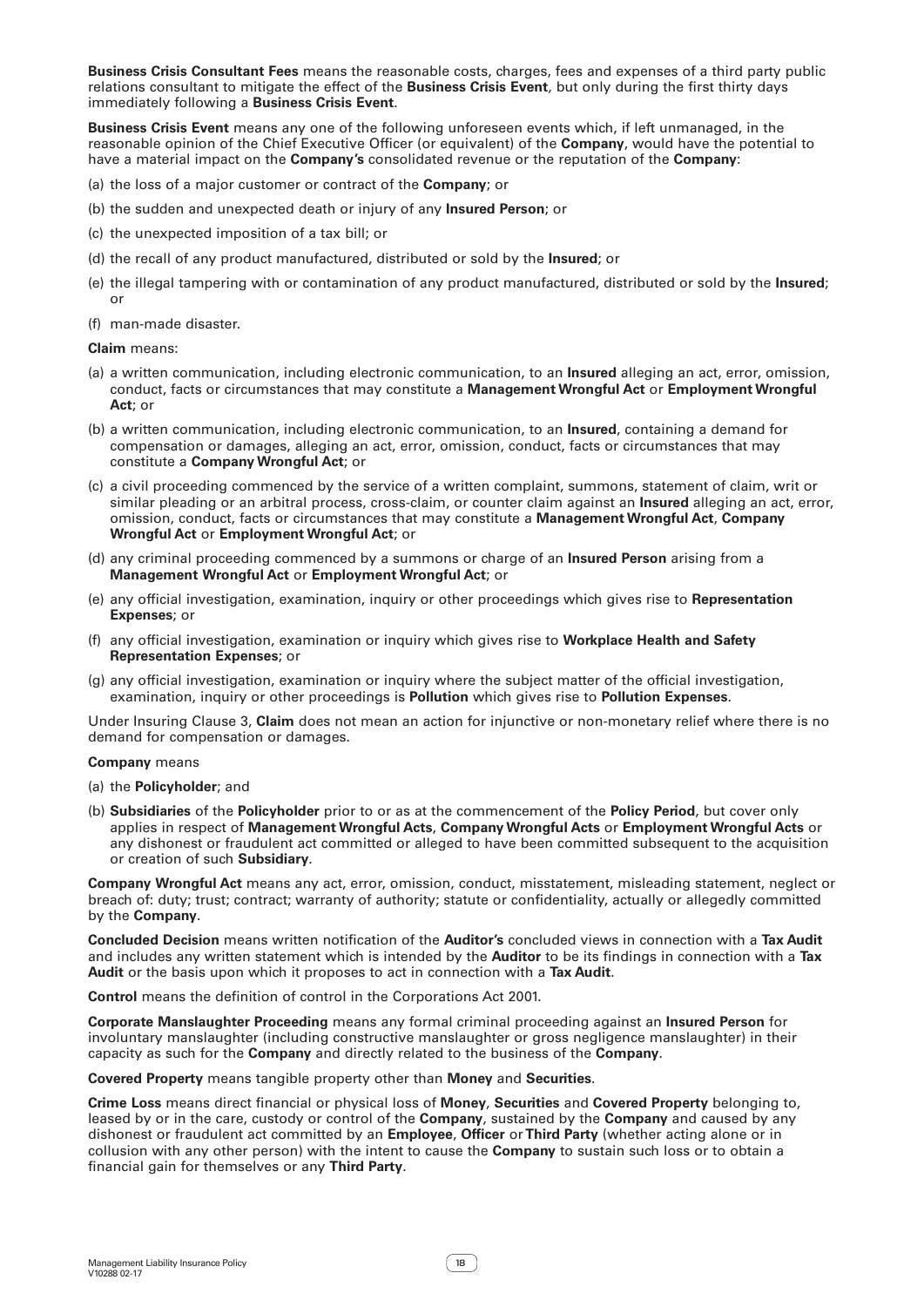**Business Crisis Consultant Fees** means the reasonable costs, charges, fees and expenses of a third party public relations consultant to mitigate the effect of the **Business Crisis Event**, but only during the first thirty days immediately following a **Business Crisis Event**.

**Business Crisis Event** means any one of the following unforeseen events which, if left unmanaged, in the reasonable opinion of the Chief Executive Officer (or equivalent) of the **Company**, would have the potential to have a material impact on the **Company's** consolidated revenue or the reputation of the **Company**:

(a) the loss of a major customer or contract of the **Company**; or

(b) the sudden and unexpected death or injury of any **Insured Person**; or

(c) the unexpected imposition of a tax bill; or

(d) the recall of any product manufactured, distributed or sold by the **Insured**; or

(e) the illegal tampering with or contamination of any product manufactured, distributed or sold by the **Insured**; or

(f) man-made disaster.

**Claim** means:

(a) a written communication, including electronic communication, to an **Insured** alleging an act, error, omission, conduct, facts or circumstances that may constitute a **Management Wrongful Act** or **Employment Wrongful Act**; or

(b) a written communication, including electronic communication, to an **Insured**, containing a demand for compensation or damages, alleging an act, error, omission, conduct, facts or circumstances that may constitute a **Company Wrongful Act**; or

(c) a civil proceeding commenced by the service of a written complaint, summons, statement of claim, writ or similar pleading or an arbitral process, cross-claim, or counter claim against an **Insured** alleging an act, error, omission, conduct, facts or circumstances that may constitute a **Management Wrongful Act**, **Company Wrongful Act** or **Employment Wrongful Act**; or

(d) any criminal proceeding commenced by a summons or charge of an **Insured Person** arising from a **Management Wrongful Act** or **Employment Wrongful Act**; or

(e) any official investigation, examination, inquiry or other proceedings which gives rise to **Representation Expenses**; or

(f) any official investigation, examination or inquiry which gives rise to **Workplace Health and Safety Representation Expenses**; or

(g) any official investigation, examination or inquiry where the subject matter of the official investigation, examination, inquiry or other proceedings is **Pollution** which gives rise to **Pollution Expenses**.

Under Insuring Clause 3, **Claim** does not mean an action for injunctive or non-monetary relief where there is no demand for compensation or damages.

**Company** means

(a) the **Policyholder**; and

(b) **Subsidiaries** of the **Policyholder** prior to or as at the commencement of the **Policy Period**, but cover only applies in respect of **Management Wrongful Acts**, **Company Wrongful Acts** or **Employment Wrongful Acts** or any dishonest or fraudulent act committed or alleged to have been committed subsequent to the acquisition or creation of such **Subsidiary**.

**Company Wrongful Act** means any act, error, omission, conduct, misstatement, misleading statement, neglect or breach of: duty; trust; contract; warranty of authority; statute or confidentiality, actually or allegedly committed by the **Company**.

**Concluded Decision** means written notification of the **Auditor's** concluded views in connection with a **Tax Audit** and includes any written statement which is intended by the **Auditor** to be its findings in connection with a **Tax Audit** or the basis upon which it proposes to act in connection with a **Tax Audit**.

**Control** means the definition of control in the Corporations Act 2001.

**Corporate Manslaughter Proceeding** means any formal criminal proceeding against an **Insured Person** for involuntary manslaughter (including constructive manslaughter or gross negligence manslaughter) in their capacity as such for the **Company** and directly related to the business of the **Company**.

**Covered Property** means tangible property other than **Money** and **Securities**.

**Crime Loss** means direct financial or physical loss of **Money**, **Securities** and **Covered Property** belonging to, leased by or in the care, custody or control of the **Company**, sustained by the **Company** and caused by any dishonest or fraudulent act committed by an **Employee**, **Officer** or **Third Party** (whether acting alone or in collusion with any other person) with the intent to cause the **Company** to sustain such loss or to obtain a financial gain for themselves or any **Third Party**.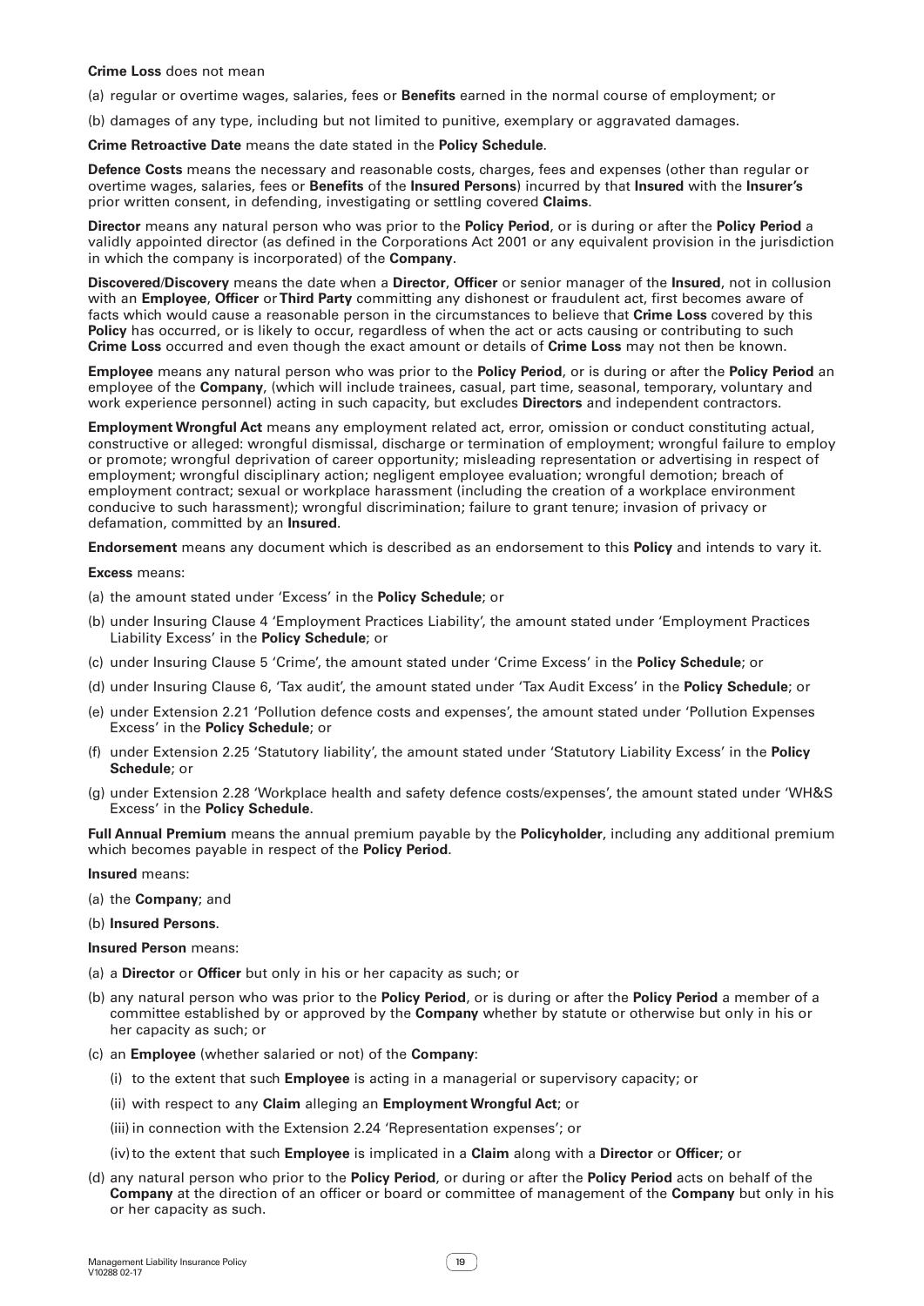**Crime Loss** does not mean

(a) regular or overtime wages, salaries, fees or **Benefits** earned in the normal course of employment; or

(b) damages of any type, including but not limited to punitive, exemplary or aggravated damages.

**Crime Retroactive Date** means the date stated in the **Policy Schedule**.

**Defence Costs** means the necessary and reasonable costs, charges, fees and expenses (other than regular or overtime wages, salaries, fees or **Benefits** of the **Insured Persons**) incurred by that **Insured** with the **Insurer's** prior written consent, in defending, investigating or settling covered **Claims**.

**Director** means any natural person who was prior to the **Policy Period**, or is during or after the **Policy Period** a validly appointed director (as defined in the Corporations Act 2001 or any equivalent provision in the jurisdiction in which the company is incorporated) of the **Company**.

**Discovered/Discovery** means the date when a **Director**, **Officer** or senior manager of the **Insured**, not in collusion with an **Employee**, **Officer** or **Third Party** committing any dishonest or fraudulent act, first becomes aware of facts which would cause a reasonable person in the circumstances to believe that **Crime Loss** covered by this **Policy** has occurred, or is likely to occur, regardless of when the act or acts causing or contributing to such **Crime Loss** occurred and even though the exact amount or details of **Crime Loss** may not then be known.

**Employee** means any natural person who was prior to the **Policy Period**, or is during or after the **Policy Period** an employee of the **Company**, (which will include trainees, casual, part time, seasonal, temporary, voluntary and work experience personnel) acting in such capacity, but excludes **Directors** and independent contractors.

**Employment Wrongful Act** means any employment related act, error, omission or conduct constituting actual, constructive or alleged: wrongful dismissal, discharge or termination of employment; wrongful failure to employ or promote; wrongful deprivation of career opportunity; misleading representation or advertising in respect of employment; wrongful disciplinary action; negligent employee evaluation; wrongful demotion; breach of employment contract; sexual or workplace harassment (including the creation of a workplace environment conducive to such harassment); wrongful discrimination; failure to grant tenure; invasion of privacy or defamation, committed by an **Insured**.

**Endorsement** means any document which is described as an endorsement to this **Policy** and intends to vary it.

**Excess** means:

(a) the amount stated under 'Excess' in the **Policy Schedule**; or

(b) under Insuring Clause 4 'Employment Practices Liability', the amount stated under 'Employment Practices Liability Excess' in the **Policy Schedule**; or

(c) under Insuring Clause 5 'Crime', the amount stated under 'Crime Excess' in the **Policy Schedule**; or

(d) under Insuring Clause 6, 'Tax audit', the amount stated under 'Tax Audit Excess' in the **Policy Schedule**; or

(e) under Extension 2.21 'Pollution defence costs and expenses', the amount stated under 'Pollution Expenses Excess' in the **Policy Schedule**; or

(f) under Extension 2.25 'Statutory liability', the amount stated under 'Statutory Liability Excess' in the **Policy Schedule**; or

(g) under Extension 2.28 'Workplace health and safety defence costs/expenses', the amount stated under 'WH&S Excess' in the **Policy Schedule**.

**Full Annual Premium** means the annual premium payable by the **Policyholder**, including any additional premium which becomes payable in respect of the **Policy Period**.

**Insured** means:

(a) the **Company**; and

(b) **Insured Persons**.

**Insured Person** means:

(a) a **Director** or **Officer** but only in his or her capacity as such; or

(b) any natural person who was prior to the **Policy Period**, or is during or after the **Policy Period** a member of a committee established by or approved by the **Company** whether by statute or otherwise but only in his or her capacity as such; or

(c) an **Employee** (whether salaried or not) of the **Company**:

  (i) to the extent that such **Employee** is acting in a managerial or supervisory capacity; or

  (ii) with respect to any **Claim** alleging an **Employment Wrongful Act**; or

  (iii) in connection with the Extension 2.24 'Representation expenses'; or

  (iv) to the extent that such **Employee** is implicated in a **Claim** along with a **Director** or **Officer**; or

(d) any natural person who prior to the **Policy Period**, or during or after the **Policy Period** acts on behalf of the **Company** at the direction of an officer or board or committee of management of the **Company** but only in his or her capacity as such.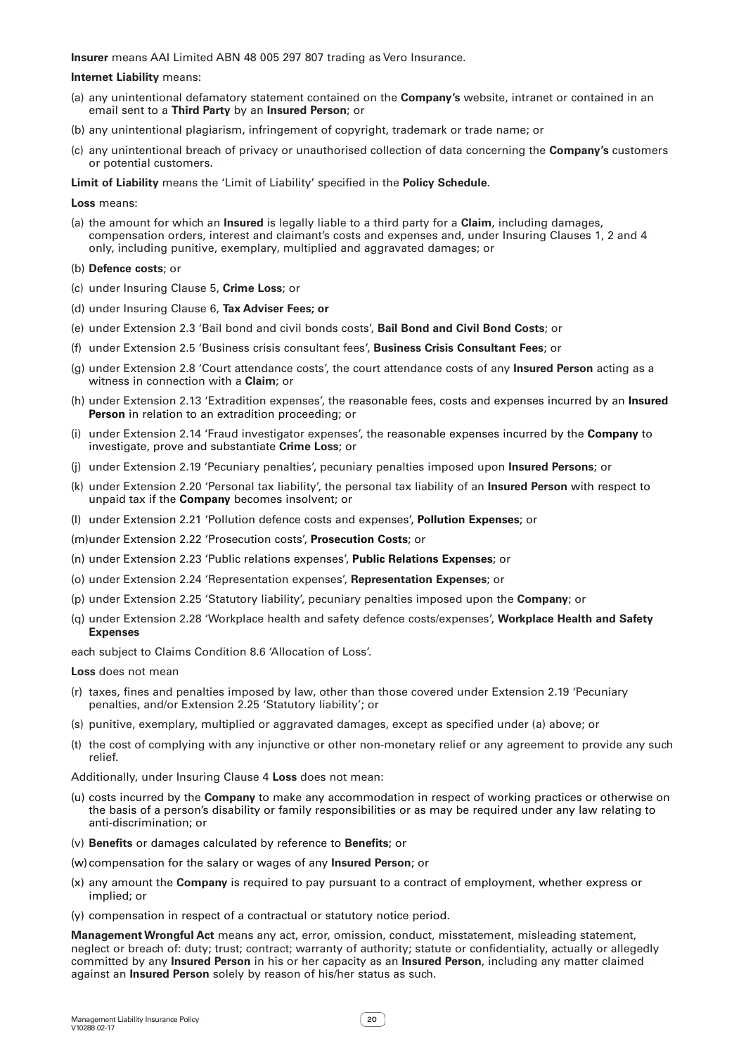**Insurer** means AAI Limited ABN 48 005 297 807 trading as Vero Insurance.

**Internet Liability** means:

(a) any unintentional defamatory statement contained on the **Company's** website, intranet or contained in an email sent to a **Third Party** by an **Insured Person**; or

(b) any unintentional plagiarism, infringement of copyright, trademark or trade name; or

(c) any unintentional breach of privacy or unauthorised collection of data concerning the **Company's** customers or potential customers.

**Limit of Liability** means the 'Limit of Liability' specified in the **Policy Schedule**.

**Loss** means:

(a) the amount for which an **Insured** is legally liable to a third party for a **Claim**, including damages, compensation orders, interest and claimant's costs and expenses and, under Insuring Clauses 1, 2 and 4 only, including punitive, exemplary, multiplied and aggravated damages; or

(b) **Defence costs**; or

(c) under Insuring Clause 5, **Crime Loss**; or

(d) under Insuring Clause 6, **Tax Adviser Fees; or**

(e) under Extension 2.3 'Bail bond and civil bonds costs', **Bail Bond and Civil Bond Costs**; or

(f) under Extension 2.5 'Business crisis consultant fees', **Business Crisis Consultant Fees**; or

(g) under Extension 2.8 'Court attendance costs', the court attendance costs of any **Insured Person** acting as a witness in connection with a **Claim**; or

(h) under Extension 2.13 'Extradition expenses', the reasonable fees, costs and expenses incurred by an **Insured Person** in relation to an extradition proceeding; or

(i) under Extension 2.14 'Fraud investigator expenses', the reasonable expenses incurred by the **Company** to investigate, prove and substantiate **Crime Loss**; or

(j) under Extension 2.19 'Pecuniary penalties', pecuniary penalties imposed upon **Insured Persons**; or

(k) under Extension 2.20 'Personal tax liability', the personal tax liability of an **Insured Person** with respect to unpaid tax if the **Company** becomes insolvent; or

(l) under Extension 2.21 'Pollution defence costs and expenses', **Pollution Expenses**; or

(m) under Extension 2.22 'Prosecution costs', **Prosecution Costs**; or

(n) under Extension 2.23 'Public relations expenses', **Public Relations Expenses**; or

(o) under Extension 2.24 'Representation expenses', **Representation Expenses**; or

(p) under Extension 2.25 'Statutory liability', pecuniary penalties imposed upon the **Company**; or

(q) under Extension 2.28 'Workplace health and safety defence costs/expenses', **Workplace Health and Safety Expenses**

each subject to Claims Condition 8.6 'Allocation of Loss'.

**Loss** does not mean

(r) taxes, fines and penalties imposed by law, other than those covered under Extension 2.19 'Pecuniary penalties, and/or Extension 2.25 'Statutory liability'; or

(s) punitive, exemplary, multiplied or aggravated damages, except as specified under (a) above; or

(t) the cost of complying with any injunctive or other non-monetary relief or any agreement to provide any such relief.

Additionally, under Insuring Clause 4 **Loss** does not mean:

(u) costs incurred by the **Company** to make any accommodation in respect of working practices or otherwise on the basis of a person's disability or family responsibilities or as may be required under any law relating to anti-discrimination; or

(v) **Benefits** or damages calculated by reference to **Benefits**; or

(w) compensation for the salary or wages of any **Insured Person**; or

(x) any amount the **Company** is required to pay pursuant to a contract of employment, whether express or implied; or

(y) compensation in respect of a contractual or statutory notice period.

**Management Wrongful Act** means any act, error, omission, conduct, misstatement, misleading statement, neglect or breach of: duty; trust; contract; warranty of authority; statute or confidentiality, actually or allegedly committed by any **Insured Person** in his or her capacity as an **Insured Person**, including any matter claimed against an **Insured Person** solely by reason of his/her status as such.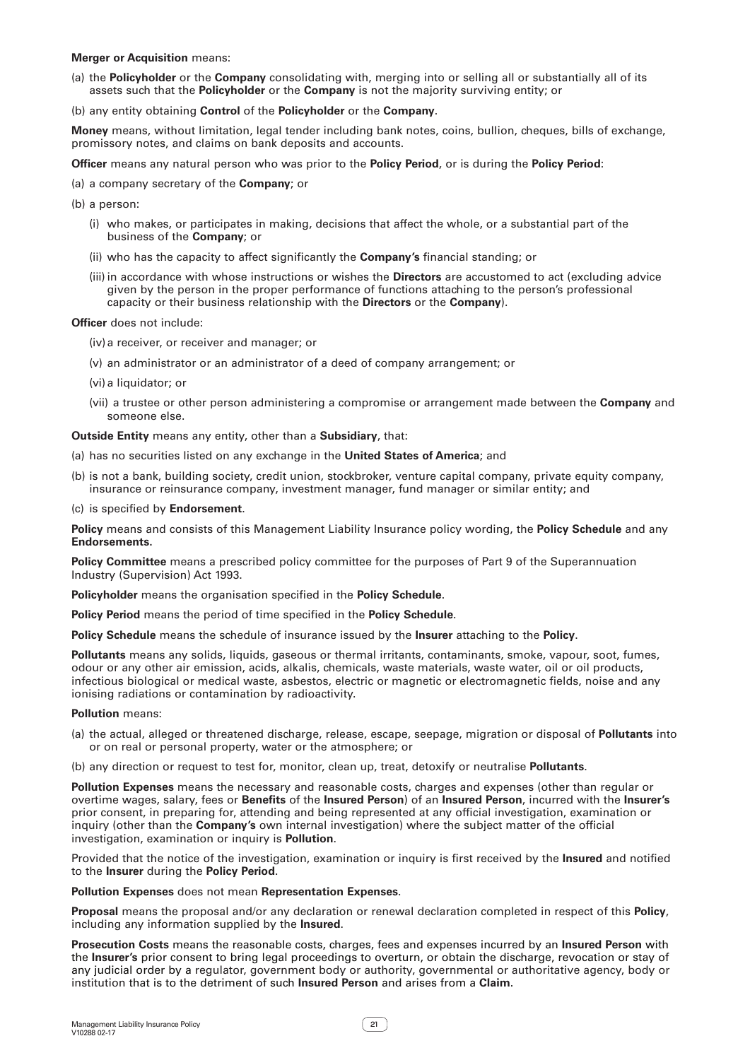**Merger or Acquisition** means:

(a) the **Policyholder** or the **Company** consolidating with, merging into or selling all or substantially all of its assets such that the **Policyholder** or the **Company** is not the majority surviving entity; or

(b) any entity obtaining **Control** of the **Policyholder** or the **Company**.

**Money** means, without limitation, legal tender including bank notes, coins, bullion, cheques, bills of exchange, promissory notes, and claims on bank deposits and accounts.

**Officer** means any natural person who was prior to the **Policy Period**, or is during the **Policy Period**:

(a) a company secretary of the **Company**; or

(b) a person:

   (i) who makes, or participates in making, decisions that affect the whole, or a substantial part of the business of the **Company**; or

   (ii) who has the capacity to affect significantly the **Company's** financial standing; or

   (iii) in accordance with whose instructions or wishes the **Directors** are accustomed to act (excluding advice given by the person in the proper performance of functions attaching to the person's professional capacity or their business relationship with the **Directors** or the **Company**).

**Officer** does not include:

   (iv) a receiver, or receiver and manager; or

   (v) an administrator or an administrator of a deed of company arrangement; or

   (vi) a liquidator; or

   (vii) a trustee or other person administering a compromise or arrangement made between the **Company** and someone else.

**Outside Entity** means any entity, other than a **Subsidiary**, that:

(a) has no securities listed on any exchange in the **United States of America**; and

(b) is not a bank, building society, credit union, stockbroker, venture capital company, private equity company, insurance or reinsurance company, investment manager, fund manager or similar entity; and

(c) is specified by **Endorsement**.

**Policy** means and consists of this Management Liability Insurance policy wording, the **Policy Schedule** and any **Endorsements.**

**Policy Committee** means a prescribed policy committee for the purposes of Part 9 of the Superannuation Industry (Supervision) Act 1993.

**Policyholder** means the organisation specified in the **Policy Schedule**.

**Policy Period** means the period of time specified in the **Policy Schedule**.

**Policy Schedule** means the schedule of insurance issued by the **Insurer** attaching to the **Policy**.

**Pollutants** means any solids, liquids, gaseous or thermal irritants, contaminants, smoke, vapour, soot, fumes, odour or any other air emission, acids, alkalis, chemicals, waste materials, waste water, oil or oil products, infectious biological or medical waste, asbestos, electric or magnetic or electromagnetic fields, noise and any ionising radiations or contamination by radioactivity.

**Pollution** means:

(a) the actual, alleged or threatened discharge, release, escape, seepage, migration or disposal of **Pollutants** into or on real or personal property, water or the atmosphere; or

(b) any direction or request to test for, monitor, clean up, treat, detoxify or neutralise **Pollutants**.

**Pollution Expenses** means the necessary and reasonable costs, charges and expenses (other than regular or overtime wages, salary, fees or **Benefits** of the **Insured Person**) of an **Insured Person**, incurred with the **Insurer's** prior consent, in preparing for, attending and being represented at any official investigation, examination or inquiry (other than the **Company's** own internal investigation) where the subject matter of the official investigation, examination or inquiry is **Pollution**.

Provided that the notice of the investigation, examination or inquiry is first received by the **Insured** and notified to the **Insurer** during the **Policy Period**.

**Pollution Expenses** does not mean **Representation Expenses**.

**Proposal** means the proposal and/or any declaration or renewal declaration completed in respect of this **Policy**, including any information supplied by the **Insured**.

**Prosecution Costs** means the reasonable costs, charges, fees and expenses incurred by an **Insured Person** with the **Insurer's** prior consent to bring legal proceedings to overturn, or obtain the discharge, revocation or stay of any judicial order by a regulator, government body or authority, governmental or authoritative agency, body or institution that is to the detriment of such **Insured Person** and arises from a **Claim**.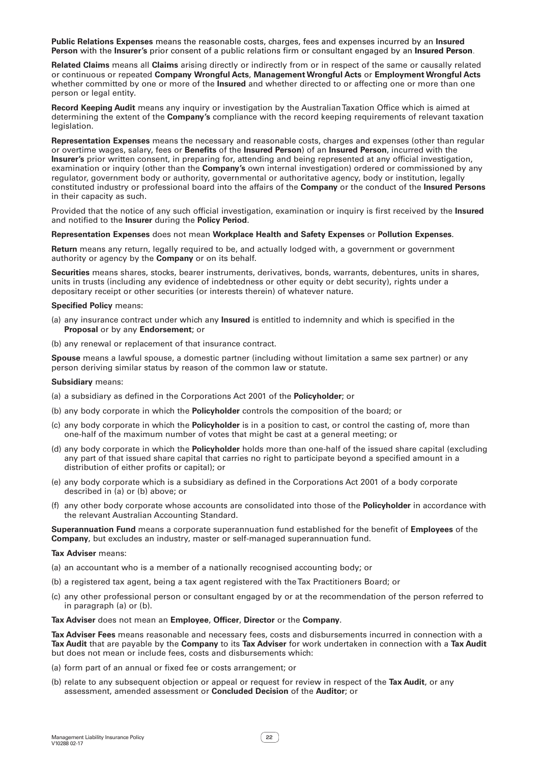**Public Relations Expenses** means the reasonable costs, charges, fees and expenses incurred by an **Insured Person** with the **Insurer's** prior consent of a public relations firm or consultant engaged by an **Insured Person**.

**Related Claims** means all **Claims** arising directly or indirectly from or in respect of the same or causally related or continuous or repeated **Company Wrongful Acts**, **Management Wrongful Acts** or **Employment Wrongful Acts** whether committed by one or more of the **Insured** and whether directed to or affecting one or more than one person or legal entity.

**Record Keeping Audit** means any inquiry or investigation by the Australian Taxation Office which is aimed at determining the extent of the **Company's** compliance with the record keeping requirements of relevant taxation legislation.

**Representation Expenses** means the necessary and reasonable costs, charges and expenses (other than regular or overtime wages, salary, fees or **Benefits** of the **Insured Person**) of an **Insured Person**, incurred with the **Insurer's** prior written consent, in preparing for, attending and being represented at any official investigation, examination or inquiry (other than the **Company's** own internal investigation) ordered or commissioned by any regulator, government body or authority, governmental or authoritative agency, body or institution, legally constituted industry or professional board into the affairs of the **Company** or the conduct of the **Insured Persons** in their capacity as such.

Provided that the notice of any such official investigation, examination or inquiry is first received by the **Insured** and notified to the **Insurer** during the **Policy Period**.

**Representation Expenses** does not mean **Workplace Health and Safety Expenses** or **Pollution Expenses**.

**Return** means any return, legally required to be, and actually lodged with, a government or government authority or agency by the **Company** or on its behalf.

**Securities** means shares, stocks, bearer instruments, derivatives, bonds, warrants, debentures, units in shares, units in trusts (including any evidence of indebtedness or other equity or debt security), rights under a depositary receipt or other securities (or interests therein) of whatever nature.

**Specified Policy** means:

(a) any insurance contract under which any **Insured** is entitled to indemnity and which is specified in the **Proposal** or by any **Endorsement**; or

(b) any renewal or replacement of that insurance contract.

**Spouse** means a lawful spouse, a domestic partner (including without limitation a same sex partner) or any person deriving similar status by reason of the common law or statute.

**Subsidiary** means:

(a) a subsidiary as defined in the Corporations Act 2001 of the **Policyholder**; or

(b) any body corporate in which the **Policyholder** controls the composition of the board; or

(c) any body corporate in which the **Policyholder** is in a position to cast, or control the casting of, more than one-half of the maximum number of votes that might be cast at a general meeting; or

(d) any body corporate in which the **Policyholder** holds more than one-half of the issued share capital (excluding any part of that issued share capital that carries no right to participate beyond a specified amount in a distribution of either profits or capital); or

(e) any body corporate which is a subsidiary as defined in the Corporations Act 2001 of a body corporate described in (a) or (b) above; or

(f) any other body corporate whose accounts are consolidated into those of the **Policyholder** in accordance with the relevant Australian Accounting Standard.

**Superannuation Fund** means a corporate superannuation fund established for the benefit of **Employees** of the **Company**, but excludes an industry, master or self-managed superannuation fund.

**Tax Adviser** means:

(a) an accountant who is a member of a nationally recognised accounting body; or

(b) a registered tax agent, being a tax agent registered with the Tax Practitioners Board; or

(c) any other professional person or consultant engaged by or at the recommendation of the person referred to in paragraph (a) or (b).

**Tax Adviser** does not mean an **Employee**, **Officer**, **Director** or the **Company**.

**Tax Adviser Fees** means reasonable and necessary fees, costs and disbursements incurred in connection with a **Tax Audit** that are payable by the **Company** to its **Tax Adviser** for work undertaken in connection with a **Tax Audit** but does not mean or include fees, costs and disbursements which:

(a) form part of an annual or fixed fee or costs arrangement; or

(b) relate to any subsequent objection or appeal or request for review in respect of the **Tax Audit**, or any assessment, amended assessment or **Concluded Decision** of the **Auditor**; or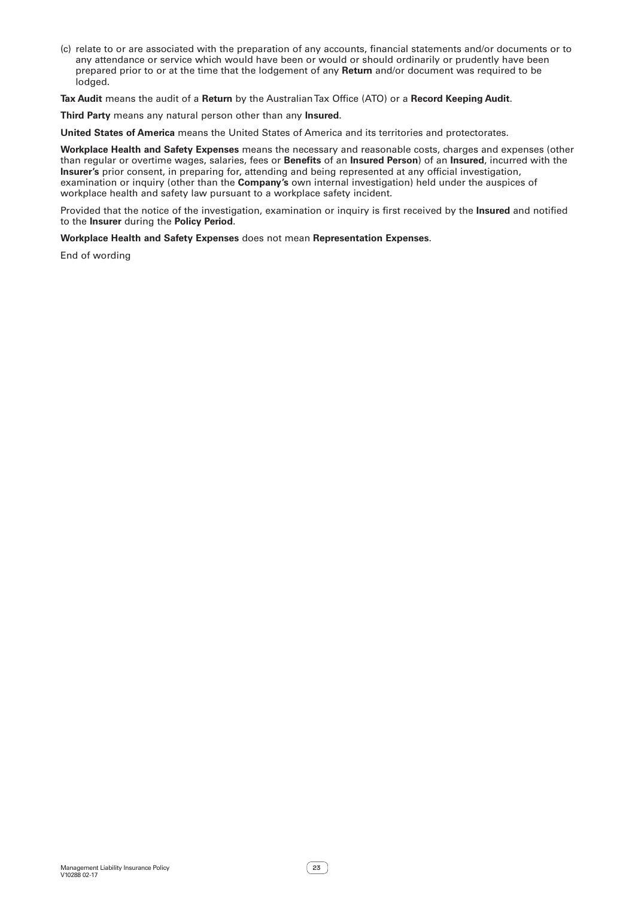(c) relate to or are associated with the preparation of any accounts, financial statements and/or documents or to any attendance or service which would have been or would or should ordinarily or prudently have been prepared prior to or at the time that the lodgement of any **Return** and/or document was required to be lodged.

**Tax Audit** means the audit of a **Return** by the Australian Tax Office (ATO) or a **Record Keeping Audit**.

**Third Party** means any natural person other than any **Insured**.

**United States of America** means the United States of America and its territories and protectorates.

**Workplace Health and Safety Expenses** means the necessary and reasonable costs, charges and expenses (other than regular or overtime wages, salaries, fees or **Benefits** of an **Insured Person**) of an **Insured**, incurred with the **Insurer's** prior consent, in preparing for, attending and being represented at any official investigation, examination or inquiry (other than the **Company's** own internal investigation) held under the auspices of workplace health and safety law pursuant to a workplace safety incident.

Provided that the notice of the investigation, examination or inquiry is first received by the **Insured** and notified to the **Insurer** during the **Policy Period**.

**Workplace Health and Safety Expenses** does not mean **Representation Expenses**.

End of wording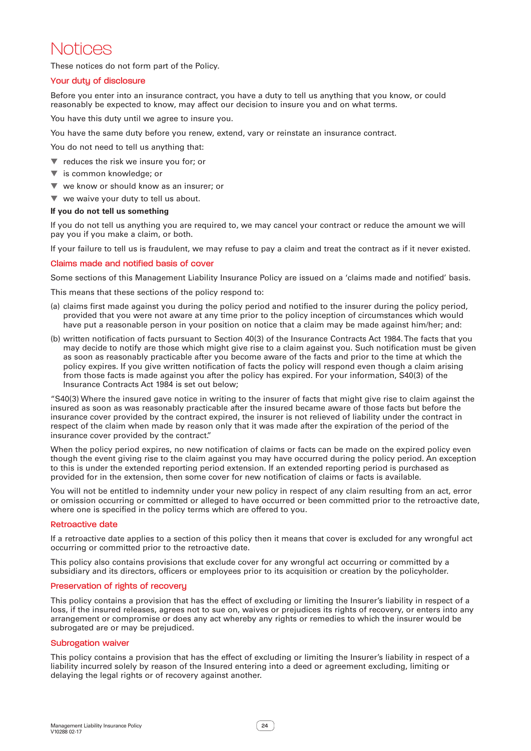# Notices

These notices do not form part of the Policy.

## Your duty of disclosure

Before you enter into an insurance contract, you have a duty to tell us anything that you know, or could reasonably be expected to know, may affect our decision to insure you and on what terms.

You have this duty until we agree to insure you.

You have the same duty before you renew, extend, vary or reinstate an insurance contract.

You do not need to tell us anything that:

- reduces the risk we insure you for; or
- is common knowledge; or
- we know or should know as an insurer; or
- we waive your duty to tell us about.

**If you do not tell us something**

If you do not tell us anything you are required to, we may cancel your contract or reduce the amount we will pay you if you make a claim, or both.

If your failure to tell us is fraudulent, we may refuse to pay a claim and treat the contract as if it never existed.

## Claims made and notified basis of cover

Some sections of this Management Liability Insurance Policy are issued on a 'claims made and notified' basis.

This means that these sections of the policy respond to:

(a) claims first made against you during the policy period and notified to the insurer during the policy period, provided that you were not aware at any time prior to the policy inception of circumstances which would have put a reasonable person in your position on notice that a claim may be made against him/her; and:

(b) written notification of facts pursuant to Section 40(3) of the Insurance Contracts Act 1984. The facts that you may decide to notify are those which might give rise to a claim against you. Such notification must be given as soon as reasonably practicable after you become aware of the facts and prior to the time at which the policy expires. If you give written notification of facts the policy will respond even though a claim arising from those facts is made against you after the policy has expired. For your information, S40(3) of the Insurance Contracts Act 1984 is set out below;

"S40(3) Where the insured gave notice in writing to the insurer of facts that might give rise to claim against the insured as soon as was reasonably practicable after the insured became aware of those facts but before the insurance cover provided by the contract expired, the insurer is not relieved of liability under the contract in respect of the claim when made by reason only that it was made after the expiration of the period of the insurance cover provided by the contract."

When the policy period expires, no new notification of claims or facts can be made on the expired policy even though the event giving rise to the claim against you may have occurred during the policy period. An exception to this is under the extended reporting period extension. If an extended reporting period is purchased as provided for in the extension, then some cover for new notification of claims or facts is available.

You will not be entitled to indemnity under your new policy in respect of any claim resulting from an act, error or omission occurring or committed or alleged to have occurred or been committed prior to the retroactive date, where one is specified in the policy terms which are offered to you.

## Retroactive date

If a retroactive date applies to a section of this policy then it means that cover is excluded for any wrongful act occurring or committed prior to the retroactive date.

This policy also contains provisions that exclude cover for any wrongful act occurring or committed by a subsidiary and its directors, officers or employees prior to its acquisition or creation by the policyholder.

## Preservation of rights of recovery

This policy contains a provision that has the effect of excluding or limiting the Insurer's liability in respect of a loss, if the insured releases, agrees not to sue on, waives or prejudices its rights of recovery, or enters into any arrangement or compromise or does any act whereby any rights or remedies to which the insurer would be subrogated are or may be prejudiced.

## Subrogation waiver

This policy contains a provision that has the effect of excluding or limiting the Insurer's liability in respect of a liability incurred solely by reason of the Insured entering into a deed or agreement excluding, limiting or delaying the legal rights or of recovery against another.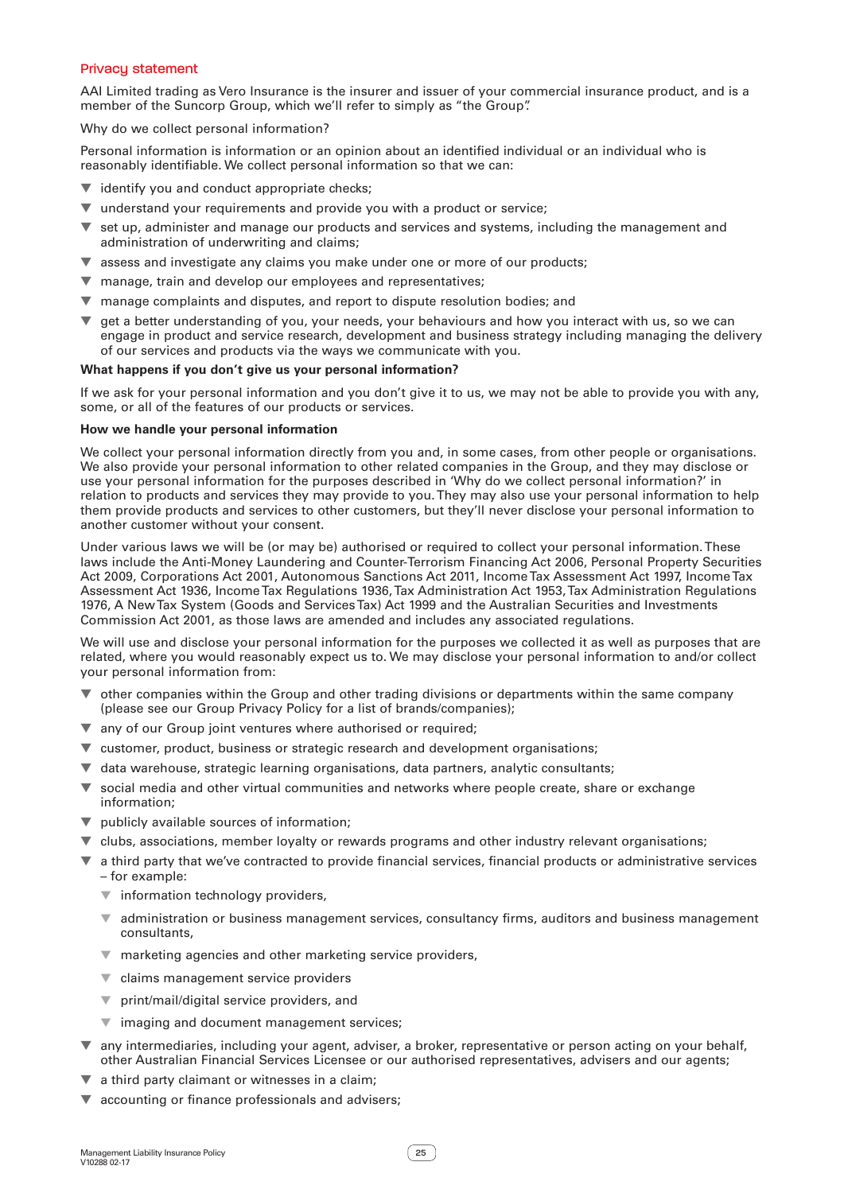## Privacy statement

AAI Limited trading as Vero Insurance is the insurer and issuer of your commercial insurance product, and is a member of the Suncorp Group, which we'll refer to simply as "the Group".

Why do we collect personal information?

Personal information is information or an opinion about an identified individual or an individual who is reasonably identifiable. We collect personal information so that we can:

- identify you and conduct appropriate checks;
- understand your requirements and provide you with a product or service;
- set up, administer and manage our products and services and systems, including the management and administration of underwriting and claims;
- assess and investigate any claims you make under one or more of our products;
- manage, train and develop our employees and representatives;
- manage complaints and disputes, and report to dispute resolution bodies; and
- get a better understanding of you, your needs, your behaviours and how you interact with us, so we can engage in product and service research, development and business strategy including managing the delivery of our services and products via the ways we communicate with you.

**What happens if you don't give us your personal information?**

If we ask for your personal information and you don't give it to us, we may not be able to provide you with any, some, or all of the features of our products or services.

**How we handle your personal information**

We collect your personal information directly from you and, in some cases, from other people or organisations. We also provide your personal information to other related companies in the Group, and they may disclose or use your personal information for the purposes described in 'Why do we collect personal information?' in relation to products and services they may provide to you. They may also use your personal information to help them provide products and services to other customers, but they'll never disclose your personal information to another customer without your consent.

Under various laws we will be (or may be) authorised or required to collect your personal information. These laws include the Anti-Money Laundering and Counter-Terrorism Financing Act 2006, Personal Property Securities Act 2009, Corporations Act 2001, Autonomous Sanctions Act 2011, Income Tax Assessment Act 1997, Income Tax Assessment Act 1936, Income Tax Regulations 1936, Tax Administration Act 1953, Tax Administration Regulations 1976, A New Tax System (Goods and Services Tax) Act 1999 and the Australian Securities and Investments Commission Act 2001, as those laws are amended and includes any associated regulations.

We will use and disclose your personal information for the purposes we collected it as well as purposes that are related, where you would reasonably expect us to. We may disclose your personal information to and/or collect your personal information from:

- other companies within the Group and other trading divisions or departments within the same company (please see our Group Privacy Policy for a list of brands/companies);
- any of our Group joint ventures where authorised or required;
- customer, product, business or strategic research and development organisations;
- data warehouse, strategic learning organisations, data partners, analytic consultants;
- social media and other virtual communities and networks where people create, share or exchange information;
- publicly available sources of information;
- clubs, associations, member loyalty or rewards programs and other industry relevant organisations;
- a third party that we've contracted to provide financial services, financial products or administrative services – for example:
  - information technology providers,
  - administration or business management services, consultancy firms, auditors and business management consultants,
  - marketing agencies and other marketing service providers,
  - claims management service providers
  - print/mail/digital service providers, and
  - imaging and document management services;
- any intermediaries, including your agent, adviser, a broker, representative or person acting on your behalf, other Australian Financial Services Licensee or our authorised representatives, advisers and our agents;
- a third party claimant or witnesses in a claim;
- accounting or finance professionals and advisers;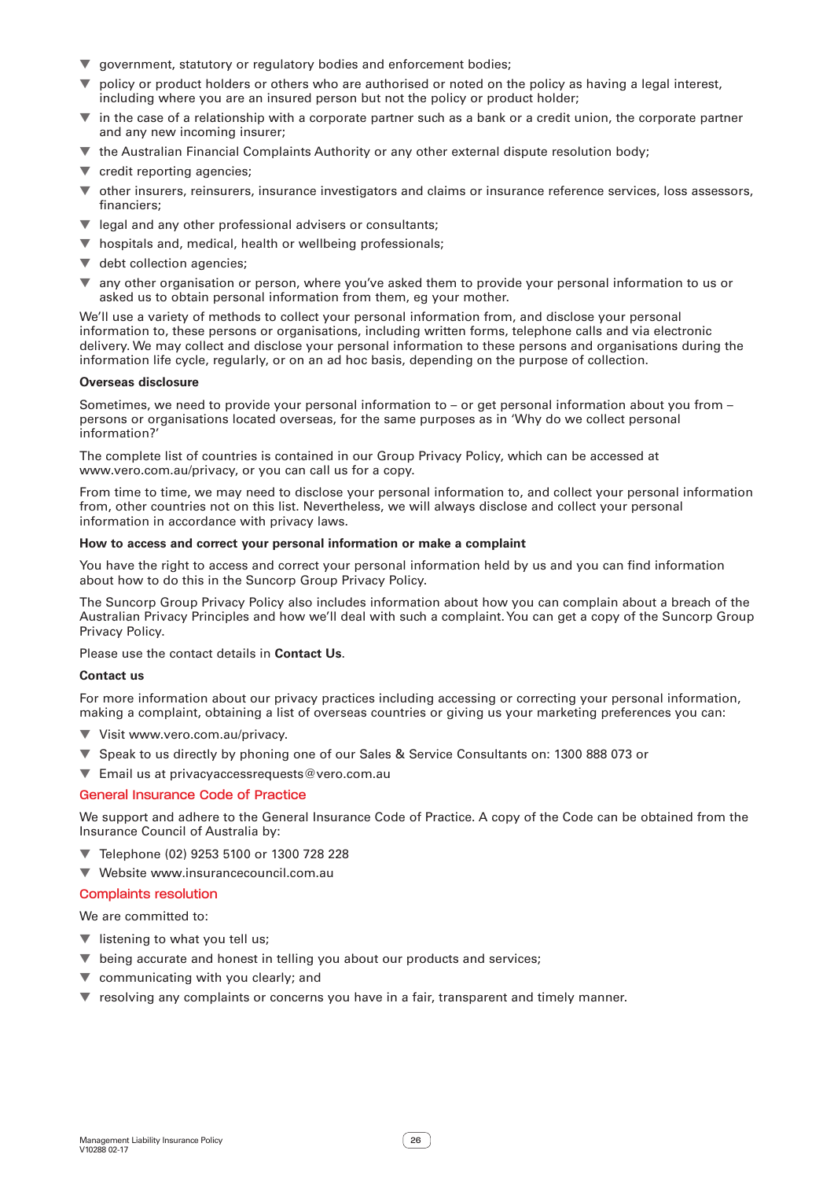- government, statutory or regulatory bodies and enforcement bodies;
- policy or product holders or others who are authorised or noted on the policy as having a legal interest, including where you are an insured person but not the policy or product holder;
- in the case of a relationship with a corporate partner such as a bank or a credit union, the corporate partner and any new incoming insurer;
- the Australian Financial Complaints Authority or any other external dispute resolution body;
- credit reporting agencies;
- other insurers, reinsurers, insurance investigators and claims or insurance reference services, loss assessors, financiers;
- legal and any other professional advisers or consultants;
- hospitals and, medical, health or wellbeing professionals;
- debt collection agencies;
- any other organisation or person, where you've asked them to provide your personal information to us or asked us to obtain personal information from them, eg your mother.

We'll use a variety of methods to collect your personal information from, and disclose your personal information to, these persons or organisations, including written forms, telephone calls and via electronic delivery. We may collect and disclose your personal information to these persons and organisations during the information life cycle, regularly, or on an ad hoc basis, depending on the purpose of collection.

**Overseas disclosure**

Sometimes, we need to provide your personal information to – or get personal information about you from – persons or organisations located overseas, for the same purposes as in 'Why do we collect personal information?'

The complete list of countries is contained in our Group Privacy Policy, which can be accessed at www.vero.com.au/privacy, or you can call us for a copy.

From time to time, we may need to disclose your personal information to, and collect your personal information from, other countries not on this list. Nevertheless, we will always disclose and collect your personal information in accordance with privacy laws.

**How to access and correct your personal information or make a complaint**

You have the right to access and correct your personal information held by us and you can find information about how to do this in the Suncorp Group Privacy Policy.

The Suncorp Group Privacy Policy also includes information about how you can complain about a breach of the Australian Privacy Principles and how we'll deal with such a complaint. You can get a copy of the Suncorp Group Privacy Policy.

Please use the contact details in **Contact Us**.

**Contact us**

For more information about our privacy practices including accessing or correcting your personal information, making a complaint, obtaining a list of overseas countries or giving us your marketing preferences you can:

- Visit www.vero.com.au/privacy.
- Speak to us directly by phoning one of our Sales & Service Consultants on: 1300 888 073 or
- Email us at privacyaccessrequests@vero.com.au

## General Insurance Code of Practice

We support and adhere to the General Insurance Code of Practice. A copy of the Code can be obtained from the Insurance Council of Australia by:

- Telephone (02) 9253 5100 or 1300 728 228
- Website www.insurancecouncil.com.au

## Complaints resolution

We are committed to:

- listening to what you tell us;
- being accurate and honest in telling you about our products and services;
- communicating with you clearly; and
- resolving any complaints or concerns you have in a fair, transparent and timely manner.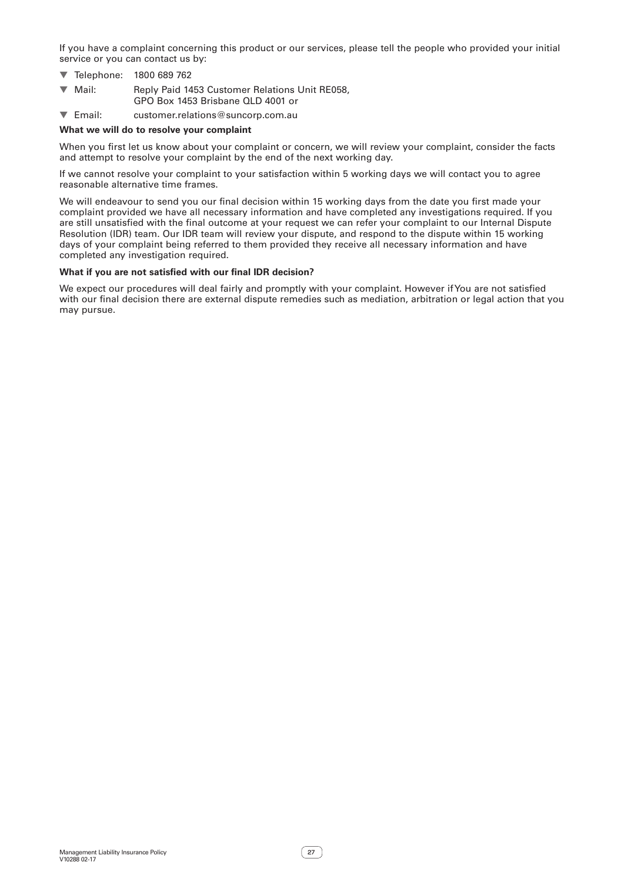If you have a complaint concerning this product or our services, please tell the people who provided your initial service or you can contact us by:

- Telephone: 1800 689 762
- Mail: Reply Paid 1453 Customer Relations Unit RE058, GPO Box 1453 Brisbane QLD 4001 or
- Email: customer.relations@suncorp.com.au

**What we will do to resolve your complaint**

When you first let us know about your complaint or concern, we will review your complaint, consider the facts and attempt to resolve your complaint by the end of the next working day.

If we cannot resolve your complaint to your satisfaction within 5 working days we will contact you to agree reasonable alternative time frames.

We will endeavour to send you our final decision within 15 working days from the date you first made your complaint provided we have all necessary information and have completed any investigations required. If you are still unsatisfied with the final outcome at your request we can refer your complaint to our Internal Dispute Resolution (IDR) team. Our IDR team will review your dispute, and respond to the dispute within 15 working days of your complaint being referred to them provided they receive all necessary information and have completed any investigation required.

**What if you are not satisfied with our final IDR decision?**

We expect our procedures will deal fairly and promptly with your complaint. However if You are not satisfied with our final decision there are external dispute remedies such as mediation, arbitration or legal action that you may pursue.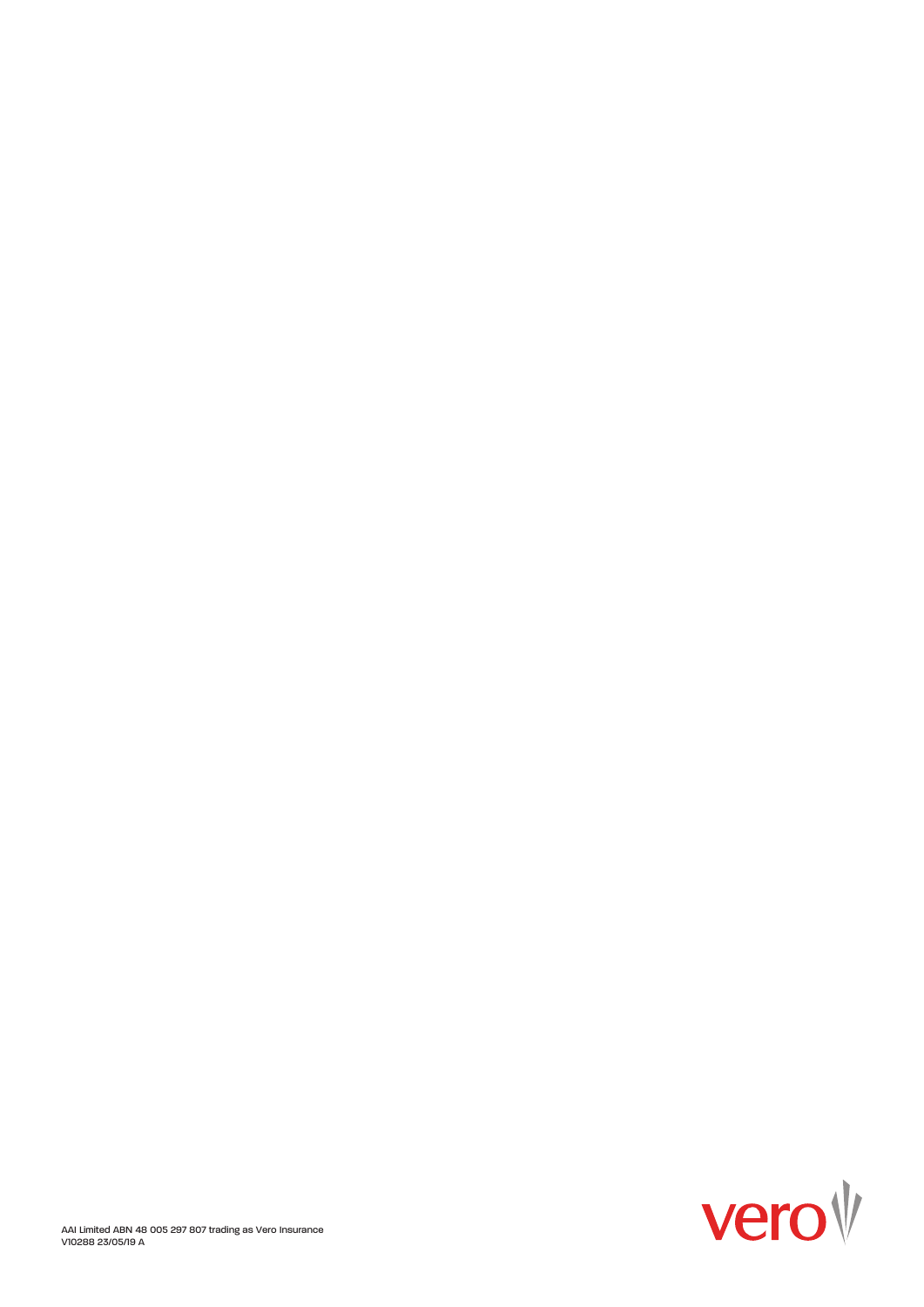AAI Limited ABN 48 005 297 807 trading as Vero Insurance
V10288 23/05/19 A

vero